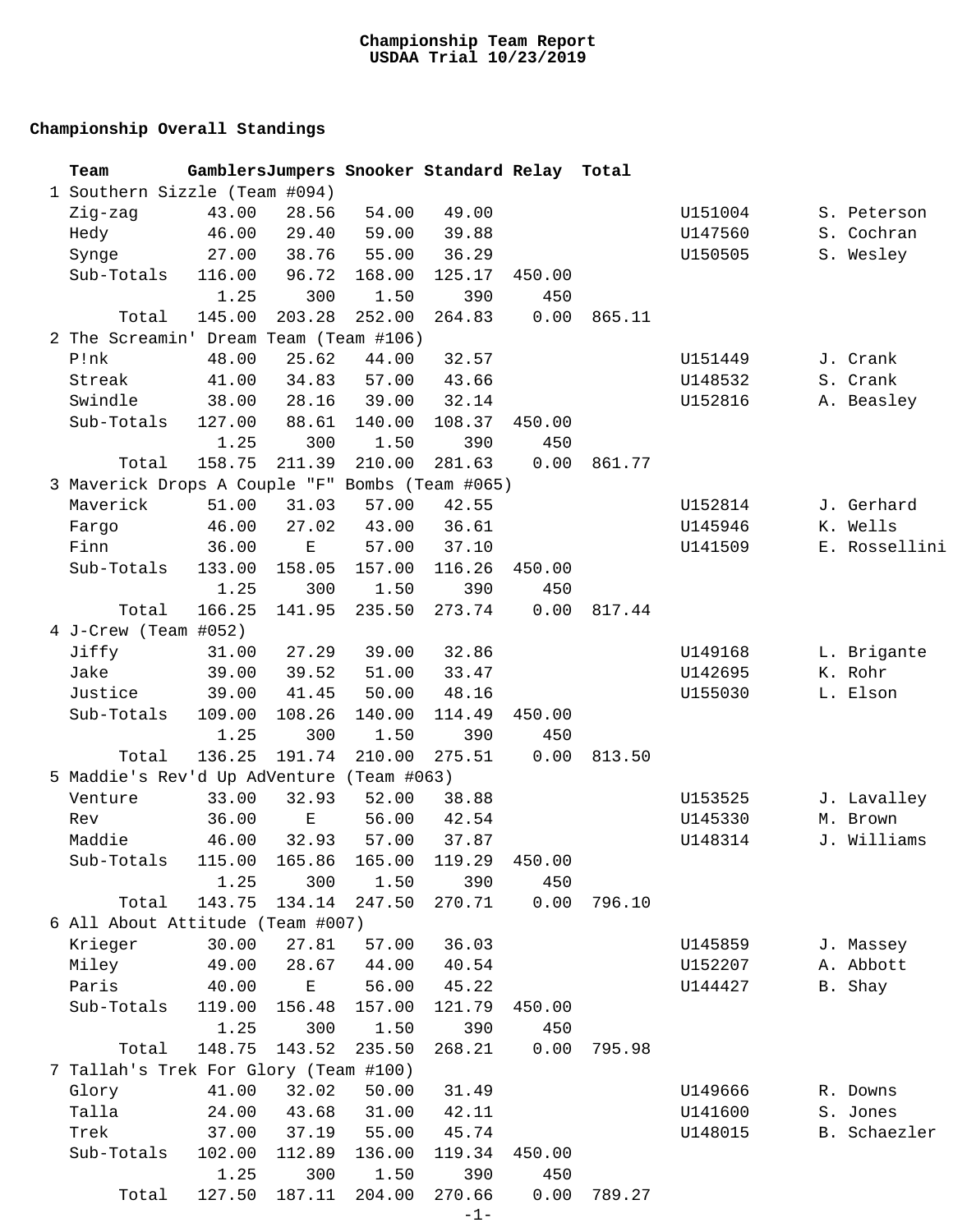# Championship Team Report
## USDAA Trial 10/23/2019

### Championship Overall Standings

| | Team | Gamblers | Jumpers | Snooker | Standard | Relay | Total | | |
|---|---|---|---|---|---|---|---|---|---|
| 1 | Southern Sizzle (Team #094) | | | | | | | | |
| | Zig-zag | 43.00 | 28.56 | 54.00 | 49.00 | | | U151004 | S. Peterson |
| | Hedy | 46.00 | 29.40 | 59.00 | 39.88 | | | U147560 | S. Cochran |
| | Synge | 27.00 | 38.76 | 55.00 | 36.29 | | | U150505 | S. Wesley |
| | Sub-Totals | 116.00 | 96.72 | 168.00 | 125.17 | 450.00 | | | |
| | | 1.25 | 300 | 1.50 | 390 | 450 | | | |
| | Total | 145.00 | 203.28 | 252.00 | 264.83 | 0.00 | 865.11 | | |
| 2 | The Screamin' Dream Team (Team #106) | | | | | | | | |
| | P!nk | 48.00 | 25.62 | 44.00 | 32.57 | | | U151449 | J. Crank |
| | Streak | 41.00 | 34.83 | 57.00 | 43.66 | | | U148532 | S. Crank |
| | Swindle | 38.00 | 28.16 | 39.00 | 32.14 | | | U152816 | A. Beasley |
| | Sub-Totals | 127.00 | 88.61 | 140.00 | 108.37 | 450.00 | | | |
| | | 1.25 | 300 | 1.50 | 390 | 450 | | | |
| | Total | 158.75 | 211.39 | 210.00 | 281.63 | 0.00 | 861.77 | | |
| 3 | Maverick Drops A Couple "F" Bombs (Team #065) | | | | | | | | |
| | Maverick | 51.00 | 31.03 | 57.00 | 42.55 | | | U152814 | J. Gerhard |
| | Fargo | 46.00 | 27.02 | 43.00 | 36.61 | | | U145946 | K. Wells |
| | Finn | 36.00 | E | 57.00 | 37.10 | | | U141509 | E. Rossellini |
| | Sub-Totals | 133.00 | 158.05 | 157.00 | 116.26 | 450.00 | | | |
| | | 1.25 | 300 | 1.50 | 390 | 450 | | | |
| | Total | 166.25 | 141.95 | 235.50 | 273.74 | 0.00 | 817.44 | | |
| 4 | J-Crew (Team #052) | | | | | | | | |
| | Jiffy | 31.00 | 27.29 | 39.00 | 32.86 | | | U149168 | L. Brigante |
| | Jake | 39.00 | 39.52 | 51.00 | 33.47 | | | U142695 | K. Rohr |
| | Justice | 39.00 | 41.45 | 50.00 | 48.16 | | | U155030 | L. Elson |
| | Sub-Totals | 109.00 | 108.26 | 140.00 | 114.49 | 450.00 | | | |
| | | 1.25 | 300 | 1.50 | 390 | 450 | | | |
| | Total | 136.25 | 191.74 | 210.00 | 275.51 | 0.00 | 813.50 | | |
| 5 | Maddie's Rev'd Up AdVenture (Team #063) | | | | | | | | |
| | Venture | 33.00 | 32.93 | 52.00 | 38.88 | | | U153525 | J. Lavalley |
| | Rev | 36.00 | E | 56.00 | 42.54 | | | U145330 | M. Brown |
| | Maddie | 46.00 | 32.93 | 57.00 | 37.87 | | | U148314 | J. Williams |
| | Sub-Totals | 115.00 | 165.86 | 165.00 | 119.29 | 450.00 | | | |
| | | 1.25 | 300 | 1.50 | 390 | 450 | | | |
| | Total | 143.75 | 134.14 | 247.50 | 270.71 | 0.00 | 796.10 | | |
| 6 | All About Attitude (Team #007) | | | | | | | | |
| | Krieger | 30.00 | 27.81 | 57.00 | 36.03 | | | U145859 | J. Massey |
| | Miley | 49.00 | 28.67 | 44.00 | 40.54 | | | U152207 | A. Abbott |
| | Paris | 40.00 | E | 56.00 | 45.22 | | | U144427 | B. Shay |
| | Sub-Totals | 119.00 | 156.48 | 157.00 | 121.79 | 450.00 | | | |
| | | 1.25 | 300 | 1.50 | 390 | 450 | | | |
| | Total | 148.75 | 143.52 | 235.50 | 268.21 | 0.00 | 795.98 | | |
| 7 | Tallah's Trek For Glory (Team #100) | | | | | | | | |
| | Glory | 41.00 | 32.02 | 50.00 | 31.49 | | | U149666 | R. Downs |
| | Talla | 24.00 | 43.68 | 31.00 | 42.11 | | | U141600 | S. Jones |
| | Trek | 37.00 | 37.19 | 55.00 | 45.74 | | | U148015 | B. Schaezler |
| | Sub-Totals | 102.00 | 112.89 | 136.00 | 119.34 | 450.00 | | | |
| | | 1.25 | 300 | 1.50 | 390 | 450 | | | |
| | Total | 127.50 | 187.11 | 204.00 | 270.66 | 0.00 | 789.27 | | |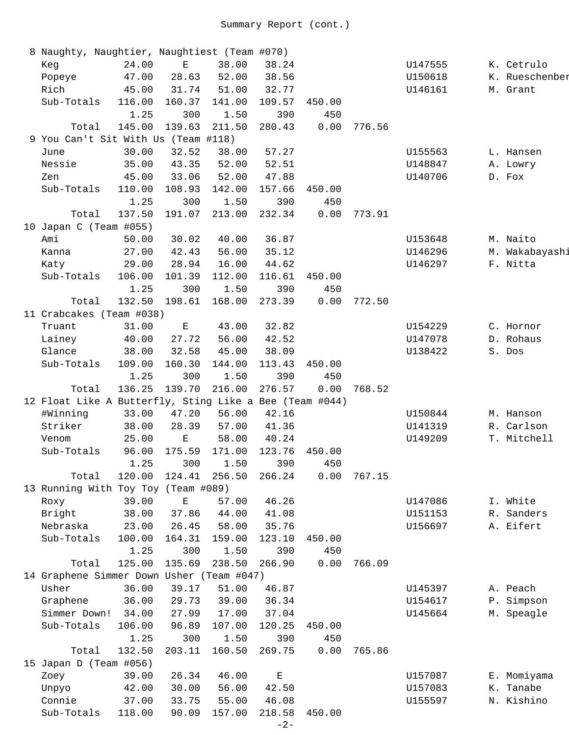Summary Report (cont.)

| Place | Team / Name | Score 1 | Score 2 | Score 3 | Score 4 | Score 5 | Total | ID | Coach |
|---|---|---|---|---|---|---|---|---|---|
| 8 | Naughty, Naughtier, Naughtiest (Team #070) | | | | | | | | |
| | Keg | 24.00 | E | 38.00 | 38.24 | | | U147555 | K. Cetrulo |
| | Popeye | 47.00 | 28.63 | 52.00 | 38.56 | | | U150618 | K. Rueschenber |
| | Rich | 45.00 | 31.74 | 51.00 | 32.77 | | | U146161 | M. Grant |
| | Sub-Totals | 116.00 | 160.37 | 141.00 | 109.57 | 450.00 | | | |
| | | 1.25 | 300 | 1.50 | 390 | 450 | | | |
| | Total | 145.00 | 139.63 | 211.50 | 280.43 | 0.00 | 776.56 | | |
| 9 | You Can't Sit With Us (Team #118) | | | | | | | | |
| | June | 30.00 | 32.52 | 38.00 | 57.27 | | | U155563 | L. Hansen |
| | Nessie | 35.00 | 43.35 | 52.00 | 52.51 | | | U148847 | A. Lowry |
| | Zen | 45.00 | 33.06 | 52.00 | 47.88 | | | U140706 | D. Fox |
| | Sub-Totals | 110.00 | 108.93 | 142.00 | 157.66 | 450.00 | | | |
| | | 1.25 | 300 | 1.50 | 390 | 450 | | | |
| | Total | 137.50 | 191.07 | 213.00 | 232.34 | 0.00 | 773.91 | | |
| 10 | Japan C (Team #055) | | | | | | | | |
| | Ami | 50.00 | 30.02 | 40.00 | 36.87 | | | U153648 | M. Naito |
| | Kanna | 27.00 | 42.43 | 56.00 | 35.12 | | | U146296 | M. Wakabayashi |
| | Katy | 29.00 | 28.94 | 16.00 | 44.62 | | | U146297 | F. Nitta |
| | Sub-Totals | 106.00 | 101.39 | 112.00 | 116.61 | 450.00 | | | |
| | | 1.25 | 300 | 1.50 | 390 | 450 | | | |
| | Total | 132.50 | 198.61 | 168.00 | 273.39 | 0.00 | 772.50 | | |
| 11 | Crabcakes (Team #038) | | | | | | | | |
| | Truant | 31.00 | E | 43.00 | 32.82 | | | U154229 | C. Hornor |
| | Lainey | 40.00 | 27.72 | 56.00 | 42.52 | | | U147078 | D. Rohaus |
| | Glance | 38.00 | 32.58 | 45.00 | 38.09 | | | U138422 | S. Dos |
| | Sub-Totals | 109.00 | 160.30 | 144.00 | 113.43 | 450.00 | | | |
| | | 1.25 | 300 | 1.50 | 390 | 450 | | | |
| | Total | 136.25 | 139.70 | 216.00 | 276.57 | 0.00 | 768.52 | | |
| 12 | Float Like A Butterfly, Sting Like a Bee (Team #044) | | | | | | | | |
| | #Winning | 33.00 | 47.20 | 56.00 | 42.16 | | | U150844 | M. Hanson |
| | Striker | 38.00 | 28.39 | 57.00 | 41.36 | | | U141319 | R. Carlson |
| | Venom | 25.00 | E | 58.00 | 40.24 | | | U149209 | T. Mitchell |
| | Sub-Totals | 96.00 | 175.59 | 171.00 | 123.76 | 450.00 | | | |
| | | 1.25 | 300 | 1.50 | 390 | 450 | | | |
| | Total | 120.00 | 124.41 | 256.50 | 266.24 | 0.00 | 767.15 | | |
| 13 | Running With Toy Toy (Team #089) | | | | | | | | |
| | Roxy | 39.00 | E | 57.00 | 46.26 | | | U147086 | I. White |
| | Bright | 38.00 | 37.86 | 44.00 | 41.08 | | | U151153 | R. Sanders |
| | Nebraska | 23.00 | 26.45 | 58.00 | 35.76 | | | U156697 | A. Eifert |
| | Sub-Totals | 100.00 | 164.31 | 159.00 | 123.10 | 450.00 | | | |
| | | 1.25 | 300 | 1.50 | 390 | 450 | | | |
| | Total | 125.00 | 135.69 | 238.50 | 266.90 | 0.00 | 766.09 | | |
| 14 | Graphene Simmer Down Usher (Team #047) | | | | | | | | |
| | Usher | 36.00 | 39.17 | 51.00 | 46.87 | | | U145397 | A. Peach |
| | Graphene | 36.00 | 29.73 | 39.00 | 36.34 | | | U154617 | P. Simpson |
| | Simmer Down! | 34.00 | 27.99 | 17.00 | 37.04 | | | U145664 | M. Speagle |
| | Sub-Totals | 106.00 | 96.89 | 107.00 | 120.25 | 450.00 | | | |
| | | 1.25 | 300 | 1.50 | 390 | 450 | | | |
| | Total | 132.50 | 203.11 | 160.50 | 269.75 | 0.00 | 765.86 | | |
| 15 | Japan D (Team #056) | | | | | | | | |
| | Zoey | 39.00 | 26.34 | 46.00 | E | | | U157087 | E. Momiyama |
| | Unpyo | 42.00 | 30.00 | 56.00 | 42.50 | | | U157083 | K. Tanabe |
| | Connie | 37.00 | 33.75 | 55.00 | 46.08 | | | U155597 | N. Kishino |
| | Sub-Totals | 118.00 | 90.09 | 157.00 | 218.58 | 450.00 | | | |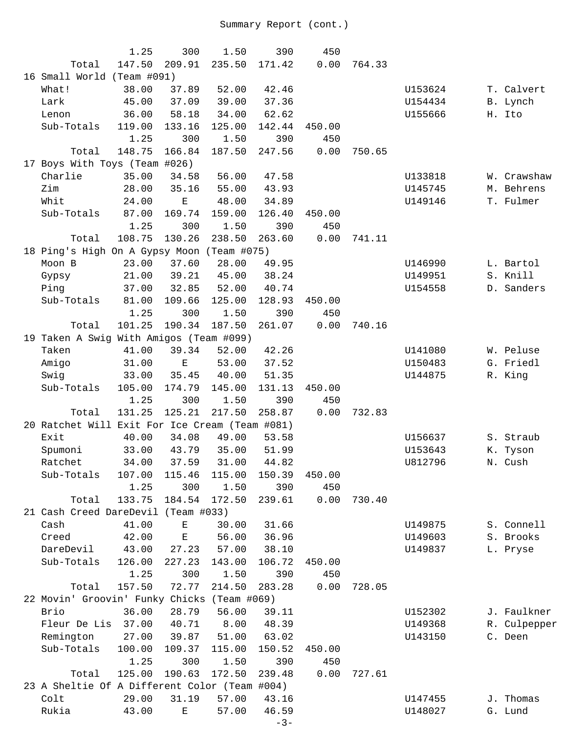Summary Report (cont.)

| | | | | | | | | |
|---|---|---|---|---|---|---|---|---|
| | 1.25 | 300 | 1.50 | 390 | 450 | | | |
| Total | 147.50 | 209.91 | 235.50 | 171.42 | 0.00 | 764.33 | | |
| **16 Small World (Team #091)** | | | | | | | | |
| What! | 38.00 | 37.89 | 52.00 | 42.46 | | | U153624 | T. Calvert |
| Lark | 45.00 | 37.09 | 39.00 | 37.36 | | | U154434 | B. Lynch |
| Lenon | 36.00 | 58.18 | 34.00 | 62.62 | | | U155666 | H. Ito |
| Sub-Totals | 119.00 | 133.16 | 125.00 | 142.44 | 450.00 | | | |
| | 1.25 | 300 | 1.50 | 390 | 450 | | | |
| Total | 148.75 | 166.84 | 187.50 | 247.56 | 0.00 | 750.65 | | |
| **17 Boys With Toys (Team #026)** | | | | | | | | |
| Charlie | 35.00 | 34.58 | 56.00 | 47.58 | | | U133818 | W. Crawshaw |
| Zim | 28.00 | 35.16 | 55.00 | 43.93 | | | U145745 | M. Behrens |
| Whit | 24.00 | E | 48.00 | 34.89 | | | U149146 | T. Fulmer |
| Sub-Totals | 87.00 | 169.74 | 159.00 | 126.40 | 450.00 | | | |
| | 1.25 | 300 | 1.50 | 390 | 450 | | | |
| Total | 108.75 | 130.26 | 238.50 | 263.60 | 0.00 | 741.11 | | |
| **18 Ping's High On A Gypsy Moon (Team #075)** | | | | | | | | |
| Moon B | 23.00 | 37.60 | 28.00 | 49.95 | | | U146990 | L. Bartol |
| Gypsy | 21.00 | 39.21 | 45.00 | 38.24 | | | U149951 | S. Knill |
| Ping | 37.00 | 32.85 | 52.00 | 40.74 | | | U154558 | D. Sanders |
| Sub-Totals | 81.00 | 109.66 | 125.00 | 128.93 | 450.00 | | | |
| | 1.25 | 300 | 1.50 | 390 | 450 | | | |
| Total | 101.25 | 190.34 | 187.50 | 261.07 | 0.00 | 740.16 | | |
| **19 Taken A Swig With Amigos (Team #099)** | | | | | | | | |
| Taken | 41.00 | 39.34 | 52.00 | 42.26 | | | U141080 | W. Peluse |
| Amigo | 31.00 | E | 53.00 | 37.52 | | | U150483 | G. Friedl |
| Swig | 33.00 | 35.45 | 40.00 | 51.35 | | | U144875 | R. King |
| Sub-Totals | 105.00 | 174.79 | 145.00 | 131.13 | 450.00 | | | |
| | 1.25 | 300 | 1.50 | 390 | 450 | | | |
| Total | 131.25 | 125.21 | 217.50 | 258.87 | 0.00 | 732.83 | | |
| **20 Ratchet Will Exit For Ice Cream (Team #081)** | | | | | | | | |
| Exit | 40.00 | 34.08 | 49.00 | 53.58 | | | U156637 | S. Straub |
| Spumoni | 33.00 | 43.79 | 35.00 | 51.99 | | | U153643 | K. Tyson |
| Ratchet | 34.00 | 37.59 | 31.00 | 44.82 | | | U812796 | N. Cush |
| Sub-Totals | 107.00 | 115.46 | 115.00 | 150.39 | 450.00 | | | |
| | 1.25 | 300 | 1.50 | 390 | 450 | | | |
| Total | 133.75 | 184.54 | 172.50 | 239.61 | 0.00 | 730.40 | | |
| **21 Cash Creed DareDevil (Team #033)** | | | | | | | | |
| Cash | 41.00 | E | 30.00 | 31.66 | | | U149875 | S. Connell |
| Creed | 42.00 | E | 56.00 | 36.96 | | | U149603 | S. Brooks |
| DareDevil | 43.00 | 27.23 | 57.00 | 38.10 | | | U149837 | L. Pryse |
| Sub-Totals | 126.00 | 227.23 | 143.00 | 106.72 | 450.00 | | | |
| | 1.25 | 300 | 1.50 | 390 | 450 | | | |
| Total | 157.50 | 72.77 | 214.50 | 283.28 | 0.00 | 728.05 | | |
| **22 Movin' Groovin' Funky Chicks (Team #069)** | | | | | | | | |
| Brio | 36.00 | 28.79 | 56.00 | 39.11 | | | U152302 | J. Faulkner |
| Fleur De Lis | 37.00 | 40.71 | 8.00 | 48.39 | | | U149368 | R. Culpepper |
| Remington | 27.00 | 39.87 | 51.00 | 63.02 | | | U143150 | C. Deen |
| Sub-Totals | 100.00 | 109.37 | 115.00 | 150.52 | 450.00 | | | |
| | 1.25 | 300 | 1.50 | 390 | 450 | | | |
| Total | 125.00 | 190.63 | 172.50 | 239.48 | 0.00 | 727.61 | | |
| **23 A Sheltie Of A Different Color (Team #004)** | | | | | | | | |
| Colt | 29.00 | 31.19 | 57.00 | 43.16 | | | U147455 | J. Thomas |
| Rukia | 43.00 | E | 57.00 | 46.59 | | | U148027 | G. Lund |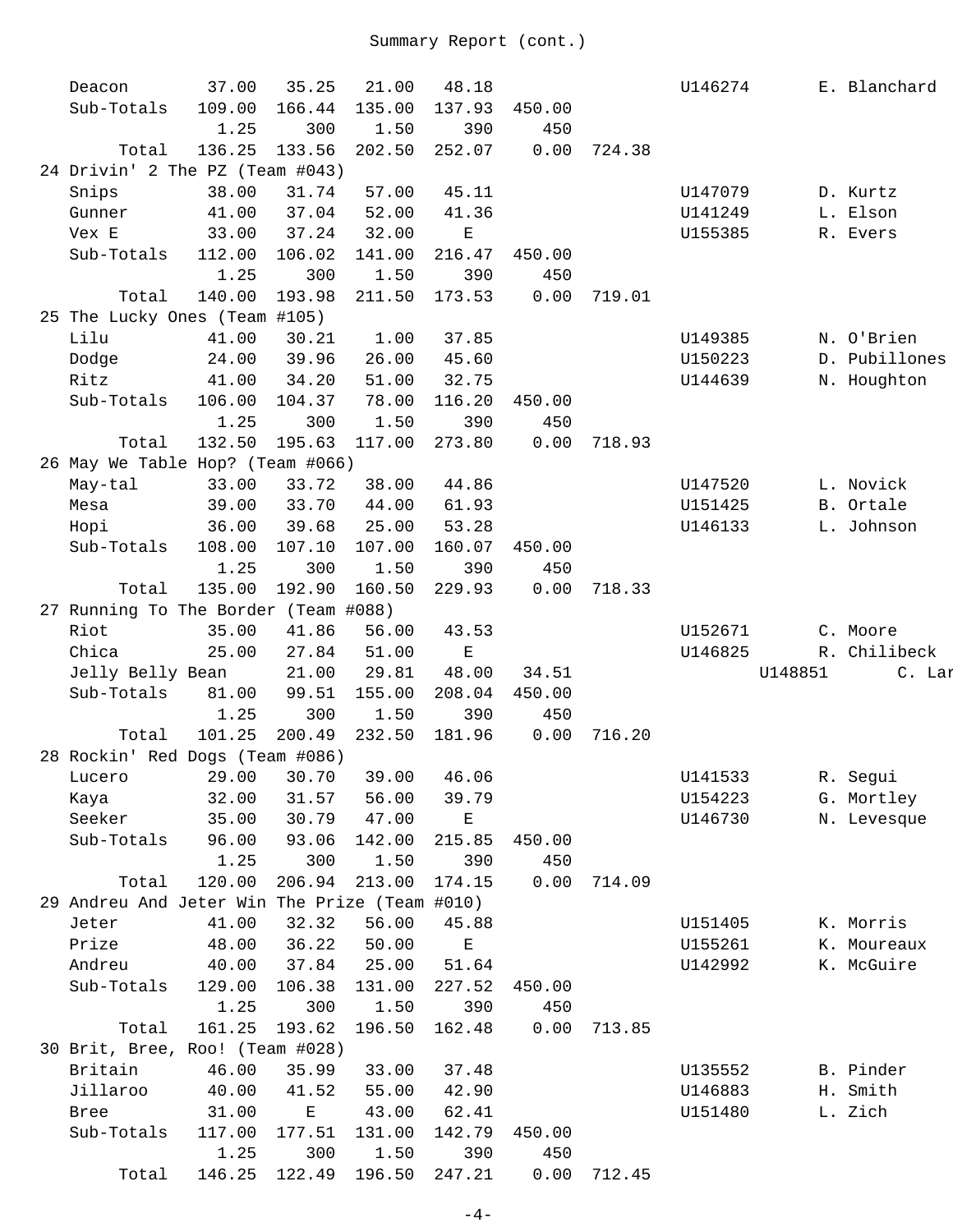Summary Report (cont.)

| | | | | | | | | |
|---|---|---|---|---|---|---|---|---|
| Deacon | 37.00 | 35.25 | 21.00 | 48.18 | | | U146274 | E. Blanchard |
| Sub-Totals | 109.00 | 166.44 | 135.00 | 137.93 | 450.00 | | | |
| | 1.25 | 300 | 1.50 | 390 | 450 | | | |
| Total | 136.25 | 133.56 | 202.50 | 252.07 | 0.00 | 724.38 | | |
| 24 Drivin' 2 The PZ (Team #043) | | | | | | | | |
| Snips | 38.00 | 31.74 | 57.00 | 45.11 | | | U147079 | D. Kurtz |
| Gunner | 41.00 | 37.04 | 52.00 | 41.36 | | | U141249 | L. Elson |
| Vex E | 33.00 | 37.24 | 32.00 | E | | | U155385 | R. Evers |
| Sub-Totals | 112.00 | 106.02 | 141.00 | 216.47 | 450.00 | | | |
| | 1.25 | 300 | 1.50 | 390 | 450 | | | |
| Total | 140.00 | 193.98 | 211.50 | 173.53 | 0.00 | 719.01 | | |
| 25 The Lucky Ones (Team #105) | | | | | | | | |
| Lilu | 41.00 | 30.21 | 1.00 | 37.85 | | | U149385 | N. O'Brien |
| Dodge | 24.00 | 39.96 | 26.00 | 45.60 | | | U150223 | D. Pubillones |
| Ritz | 41.00 | 34.20 | 51.00 | 32.75 | | | U144639 | N. Houghton |
| Sub-Totals | 106.00 | 104.37 | 78.00 | 116.20 | 450.00 | | | |
| | 1.25 | 300 | 1.50 | 390 | 450 | | | |
| Total | 132.50 | 195.63 | 117.00 | 273.80 | 0.00 | 718.93 | | |
| 26 May We Table Hop? (Team #066) | | | | | | | | |
| May-tal | 33.00 | 33.72 | 38.00 | 44.86 | | | U147520 | L. Novick |
| Mesa | 39.00 | 33.70 | 44.00 | 61.93 | | | U151425 | B. Ortale |
| Hopi | 36.00 | 39.68 | 25.00 | 53.28 | | | U146133 | L. Johnson |
| Sub-Totals | 108.00 | 107.10 | 107.00 | 160.07 | 450.00 | | | |
| | 1.25 | 300 | 1.50 | 390 | 450 | | | |
| Total | 135.00 | 192.90 | 160.50 | 229.93 | 0.00 | 718.33 | | |
| 27 Running To The Border (Team #088) | | | | | | | | |
| Riot | 35.00 | 41.86 | 56.00 | 43.53 | | | U152671 | C. Moore |
| Chica | 25.00 | 27.84 | 51.00 | E | | | U146825 | R. Chilibeck |
| Jelly Belly Bean | 21.00 | 29.81 | 48.00 | 34.51 | | | U148851 | C. Lar |
| Sub-Totals | 81.00 | 99.51 | 155.00 | 208.04 | 450.00 | | | |
| | 1.25 | 300 | 1.50 | 390 | 450 | | | |
| Total | 101.25 | 200.49 | 232.50 | 181.96 | 0.00 | 716.20 | | |
| 28 Rockin' Red Dogs (Team #086) | | | | | | | | |
| Lucero | 29.00 | 30.70 | 39.00 | 46.06 | | | U141533 | R. Segui |
| Kaya | 32.00 | 31.57 | 56.00 | 39.79 | | | U154223 | G. Mortley |
| Seeker | 35.00 | 30.79 | 47.00 | E | | | U146730 | N. Levesque |
| Sub-Totals | 96.00 | 93.06 | 142.00 | 215.85 | 450.00 | | | |
| | 1.25 | 300 | 1.50 | 390 | 450 | | | |
| Total | 120.00 | 206.94 | 213.00 | 174.15 | 0.00 | 714.09 | | |
| 29 Andreu And Jeter Win The Prize (Team #010) | | | | | | | | |
| Jeter | 41.00 | 32.32 | 56.00 | 45.88 | | | U151405 | K. Morris |
| Prize | 48.00 | 36.22 | 50.00 | E | | | U155261 | K. Moureaux |
| Andreu | 40.00 | 37.84 | 25.00 | 51.64 | | | U142992 | K. McGuire |
| Sub-Totals | 129.00 | 106.38 | 131.00 | 227.52 | 450.00 | | | |
| | 1.25 | 300 | 1.50 | 390 | 450 | | | |
| Total | 161.25 | 193.62 | 196.50 | 162.48 | 0.00 | 713.85 | | |
| 30 Brit, Bree, Roo! (Team #028) | | | | | | | | |
| Britain | 46.00 | 35.99 | 33.00 | 37.48 | | | U135552 | B. Pinder |
| Jillaroo | 40.00 | 41.52 | 55.00 | 42.90 | | | U146883 | H. Smith |
| Bree | 31.00 | E | 43.00 | 62.41 | | | U151480 | L. Zich |
| Sub-Totals | 117.00 | 177.51 | 131.00 | 142.79 | 450.00 | | | |
| | 1.25 | 300 | 1.50 | 390 | 450 | | | |
| Total | 146.25 | 122.49 | 196.50 | 247.21 | 0.00 | 712.45 | | |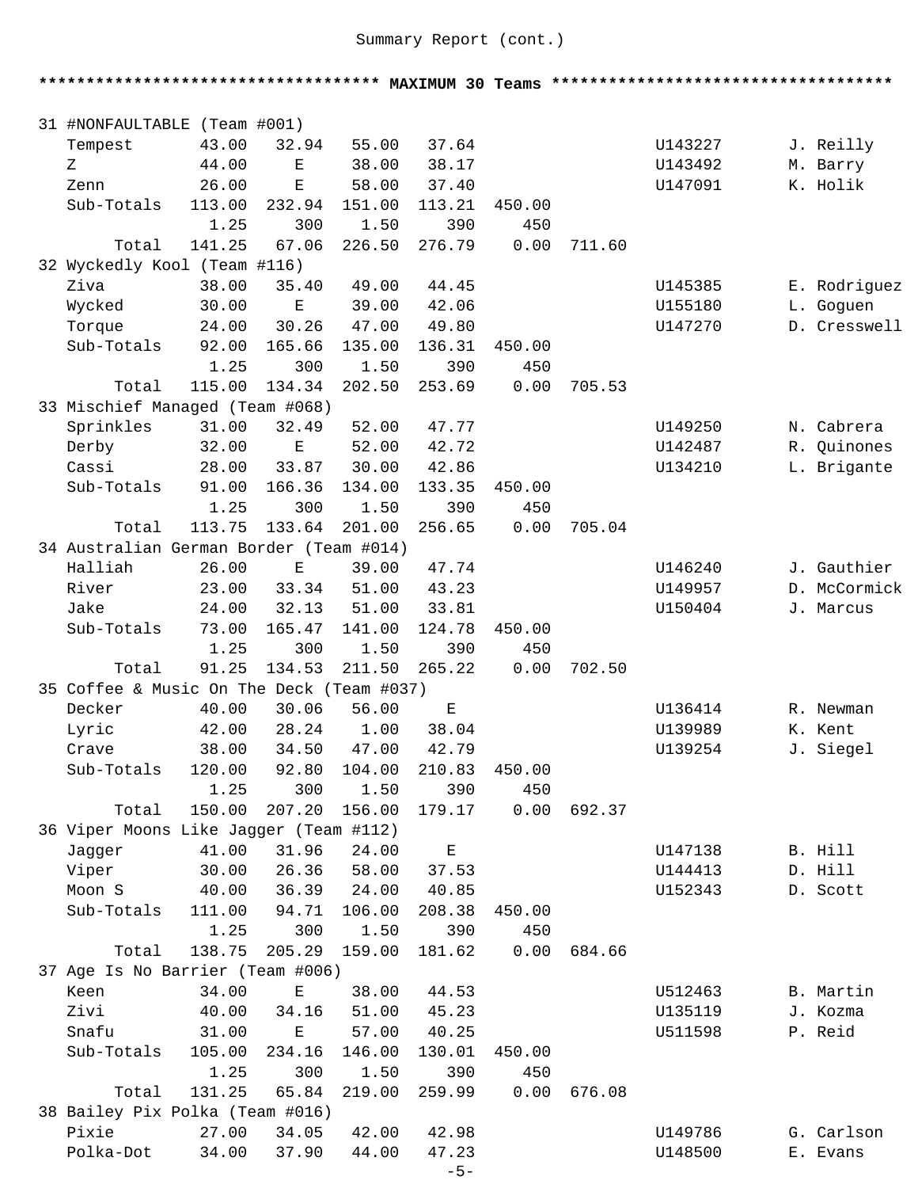Summary Report (cont.)

**************************************** **MAXIMUM 30 Teams** ****************************************

| | | | | | | | | |
|---|---|---|---|---|---|---|---|---|
| 31 #NONFAULTABLE (Team #001) | | | | | | | | |
| Tempest | 43.00 | 32.94 | 55.00 | 37.64 | | | U143227 | J. Reilly |
| Z | 44.00 | E | 38.00 | 38.17 | | | U143492 | M. Barry |
| Zenn | 26.00 | E | 58.00 | 37.40 | | | U147091 | K. Holik |
| Sub-Totals | 113.00 | 232.94 | 151.00 | 113.21 | 450.00 | | | |
| | 1.25 | 300 | 1.50 | 390 | 450 | | | |
| Total | 141.25 | 67.06 | 226.50 | 276.79 | 0.00 | 711.60 | | |
| 32 Wyckedly Kool (Team #116) | | | | | | | | |
| Ziva | 38.00 | 35.40 | 49.00 | 44.45 | | | U145385 | E. Rodriguez |
| Wycked | 30.00 | E | 39.00 | 42.06 | | | U155180 | L. Goguen |
| Torque | 24.00 | 30.26 | 47.00 | 49.80 | | | U147270 | D. Cresswell |
| Sub-Totals | 92.00 | 165.66 | 135.00 | 136.31 | 450.00 | | | |
| | 1.25 | 300 | 1.50 | 390 | 450 | | | |
| Total | 115.00 | 134.34 | 202.50 | 253.69 | 0.00 | 705.53 | | |
| 33 Mischief Managed (Team #068) | | | | | | | | |
| Sprinkles | 31.00 | 32.49 | 52.00 | 47.77 | | | U149250 | N. Cabrera |
| Derby | 32.00 | E | 52.00 | 42.72 | | | U142487 | R. Quinones |
| Cassi | 28.00 | 33.87 | 30.00 | 42.86 | | | U134210 | L. Brigante |
| Sub-Totals | 91.00 | 166.36 | 134.00 | 133.35 | 450.00 | | | |
| | 1.25 | 300 | 1.50 | 390 | 450 | | | |
| Total | 113.75 | 133.64 | 201.00 | 256.65 | 0.00 | 705.04 | | |
| 34 Australian German Border (Team #014) | | | | | | | | |
| Halliah | 26.00 | E | 39.00 | 47.74 | | | U146240 | J. Gauthier |
| River | 23.00 | 33.34 | 51.00 | 43.23 | | | U149957 | D. McCormick |
| Jake | 24.00 | 32.13 | 51.00 | 33.81 | | | U150404 | J. Marcus |
| Sub-Totals | 73.00 | 165.47 | 141.00 | 124.78 | 450.00 | | | |
| | 1.25 | 300 | 1.50 | 390 | 450 | | | |
| Total | 91.25 | 134.53 | 211.50 | 265.22 | 0.00 | 702.50 | | |
| 35 Coffee & Music On The Deck (Team #037) | | | | | | | | |
| Decker | 40.00 | 30.06 | 56.00 | E | | | U136414 | R. Newman |
| Lyric | 42.00 | 28.24 | 1.00 | 38.04 | | | U139989 | K. Kent |
| Crave | 38.00 | 34.50 | 47.00 | 42.79 | | | U139254 | J. Siegel |
| Sub-Totals | 120.00 | 92.80 | 104.00 | 210.83 | 450.00 | | | |
| | 1.25 | 300 | 1.50 | 390 | 450 | | | |
| Total | 150.00 | 207.20 | 156.00 | 179.17 | 0.00 | 692.37 | | |
| 36 Viper Moons Like Jagger (Team #112) | | | | | | | | |
| Jagger | 41.00 | 31.96 | 24.00 | E | | | U147138 | B. Hill |
| Viper | 30.00 | 26.36 | 58.00 | 37.53 | | | U144413 | D. Hill |
| Moon S | 40.00 | 36.39 | 24.00 | 40.85 | | | U152343 | D. Scott |
| Sub-Totals | 111.00 | 94.71 | 106.00 | 208.38 | 450.00 | | | |
| | 1.25 | 300 | 1.50 | 390 | 450 | | | |
| Total | 138.75 | 205.29 | 159.00 | 181.62 | 0.00 | 684.66 | | |
| 37 Age Is No Barrier (Team #006) | | | | | | | | |
| Keen | 34.00 | E | 38.00 | 44.53 | | | U512463 | B. Martin |
| Zivi | 40.00 | 34.16 | 51.00 | 45.23 | | | U135119 | J. Kozma |
| Snafu | 31.00 | E | 57.00 | 40.25 | | | U511598 | P. Reid |
| Sub-Totals | 105.00 | 234.16 | 146.00 | 130.01 | 450.00 | | | |
| | 1.25 | 300 | 1.50 | 390 | 450 | | | |
| Total | 131.25 | 65.84 | 219.00 | 259.99 | 0.00 | 676.08 | | |
| 38 Bailey Pix Polka (Team #016) | | | | | | | | |
| Pixie | 27.00 | 34.05 | 42.00 | 42.98 | | | U149786 | G. Carlson |
| Polka-Dot | 34.00 | 37.90 | 44.00 | 47.23 | | | U148500 | E. Evans |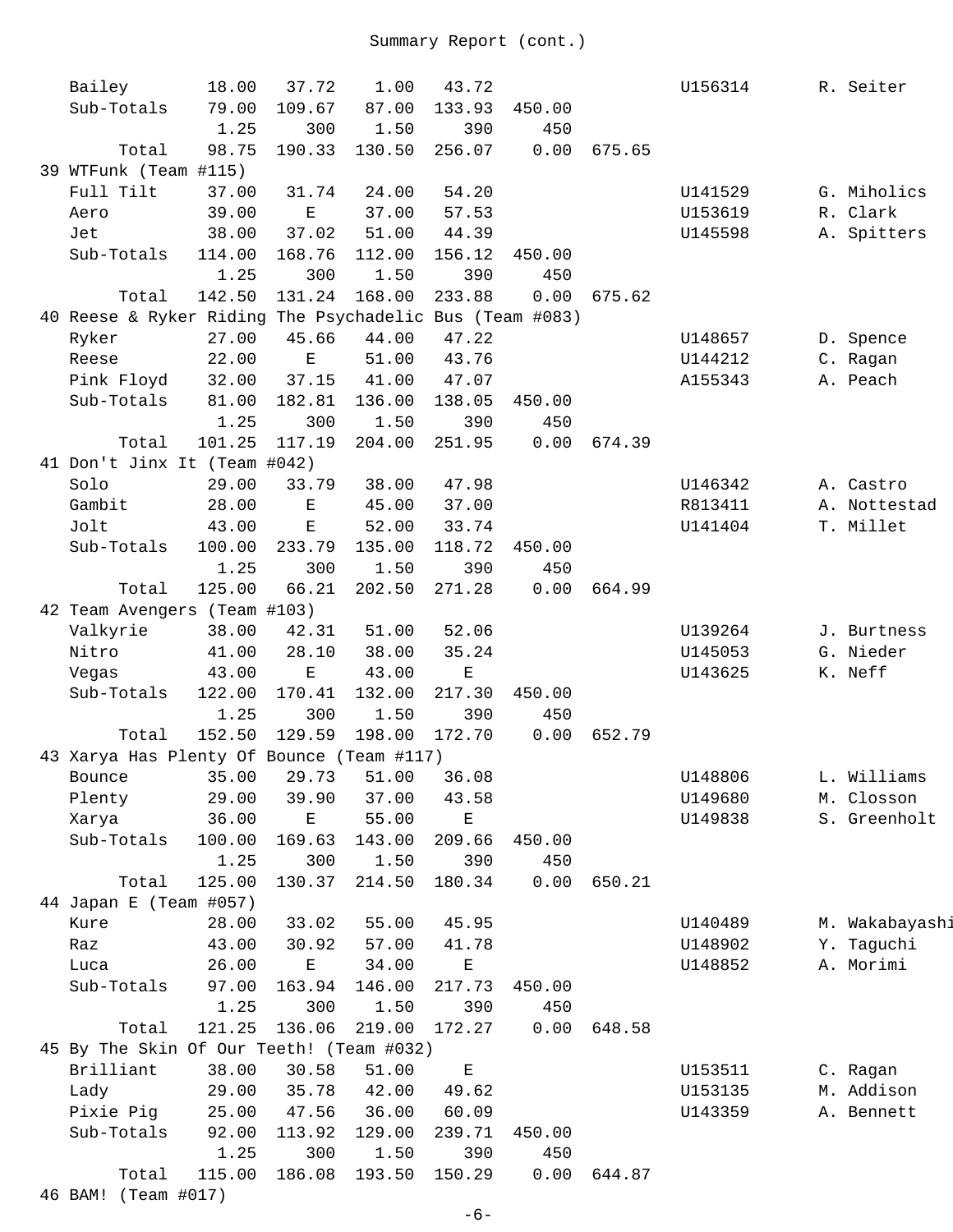Summary Report (cont.)

| | | | | | | | | |
|---|---|---|---|---|---|---|---|---|
| Bailey | 18.00 | 37.72 | 1.00 | 43.72 | | | U156314 | R. Seiter |
| Sub-Totals | 79.00 | 109.67 | 87.00 | 133.93 | 450.00 | | | |
| | 1.25 | 300 | 1.50 | 390 | 450 | | | |
| Total | 98.75 | 190.33 | 130.50 | 256.07 | 0.00 | 675.65 | | |
| **39 WTFunk (Team #115)** | | | | | | | | |
| Full Tilt | 37.00 | 31.74 | 24.00 | 54.20 | | | U141529 | G. Miholics |
| Aero | 39.00 | E | 37.00 | 57.53 | | | U153619 | R. Clark |
| Jet | 38.00 | 37.02 | 51.00 | 44.39 | | | U145598 | A. Spitters |
| Sub-Totals | 114.00 | 168.76 | 112.00 | 156.12 | 450.00 | | | |
| | 1.25 | 300 | 1.50 | 390 | 450 | | | |
| Total | 142.50 | 131.24 | 168.00 | 233.88 | 0.00 | 675.62 | | |
| **40 Reese & Ryker Riding The Psychadelic Bus (Team #083)** | | | | | | | | |
| Ryker | 27.00 | 45.66 | 44.00 | 47.22 | | | U148657 | D. Spence |
| Reese | 22.00 | E | 51.00 | 43.76 | | | U144212 | C. Ragan |
| Pink Floyd | 32.00 | 37.15 | 41.00 | 47.07 | | | A155343 | A. Peach |
| Sub-Totals | 81.00 | 182.81 | 136.00 | 138.05 | 450.00 | | | |
| | 1.25 | 300 | 1.50 | 390 | 450 | | | |
| Total | 101.25 | 117.19 | 204.00 | 251.95 | 0.00 | 674.39 | | |
| **41 Don't Jinx It (Team #042)** | | | | | | | | |
| Solo | 29.00 | 33.79 | 38.00 | 47.98 | | | U146342 | A. Castro |
| Gambit | 28.00 | E | 45.00 | 37.00 | | | R813411 | A. Nottestad |
| Jolt | 43.00 | E | 52.00 | 33.74 | | | U141404 | T. Millet |
| Sub-Totals | 100.00 | 233.79 | 135.00 | 118.72 | 450.00 | | | |
| | 1.25 | 300 | 1.50 | 390 | 450 | | | |
| Total | 125.00 | 66.21 | 202.50 | 271.28 | 0.00 | 664.99 | | |
| **42 Team Avengers (Team #103)** | | | | | | | | |
| Valkyrie | 38.00 | 42.31 | 51.00 | 52.06 | | | U139264 | J. Burtness |
| Nitro | 41.00 | 28.10 | 38.00 | 35.24 | | | U145053 | G. Nieder |
| Vegas | 43.00 | E | 43.00 | E | | | U143625 | K. Neff |
| Sub-Totals | 122.00 | 170.41 | 132.00 | 217.30 | 450.00 | | | |
| | 1.25 | 300 | 1.50 | 390 | 450 | | | |
| Total | 152.50 | 129.59 | 198.00 | 172.70 | 0.00 | 652.79 | | |
| **43 Xarya Has Plenty Of Bounce (Team #117)** | | | | | | | | |
| Bounce | 35.00 | 29.73 | 51.00 | 36.08 | | | U148806 | L. Williams |
| Plenty | 29.00 | 39.90 | 37.00 | 43.58 | | | U149680 | M. Closson |
| Xarya | 36.00 | E | 55.00 | E | | | U149838 | S. Greenholt |
| Sub-Totals | 100.00 | 169.63 | 143.00 | 209.66 | 450.00 | | | |
| | 1.25 | 300 | 1.50 | 390 | 450 | | | |
| Total | 125.00 | 130.37 | 214.50 | 180.34 | 0.00 | 650.21 | | |
| **44 Japan E (Team #057)** | | | | | | | | |
| Kure | 28.00 | 33.02 | 55.00 | 45.95 | | | U140489 | M. Wakabayashi |
| Raz | 43.00 | 30.92 | 57.00 | 41.78 | | | U148902 | Y. Taguchi |
| Luca | 26.00 | E | 34.00 | E | | | U148852 | A. Morimi |
| Sub-Totals | 97.00 | 163.94 | 146.00 | 217.73 | 450.00 | | | |
| | 1.25 | 300 | 1.50 | 390 | 450 | | | |
| Total | 121.25 | 136.06 | 219.00 | 172.27 | 0.00 | 648.58 | | |
| **45 By The Skin Of Our Teeth! (Team #032)** | | | | | | | | |
| Brilliant | 38.00 | 30.58 | 51.00 | E | | | U153511 | C. Ragan |
| Lady | 29.00 | 35.78 | 42.00 | 49.62 | | | U153135 | M. Addison |
| Pixie Pig | 25.00 | 47.56 | 36.00 | 60.09 | | | U143359 | A. Bennett |
| Sub-Totals | 92.00 | 113.92 | 129.00 | 239.71 | 450.00 | | | |
| | 1.25 | 300 | 1.50 | 390 | 450 | | | |
| Total | 115.00 | 186.08 | 193.50 | 150.29 | 0.00 | 644.87 | | |
| **46 BAM! (Team #017)** | | | | | | | | |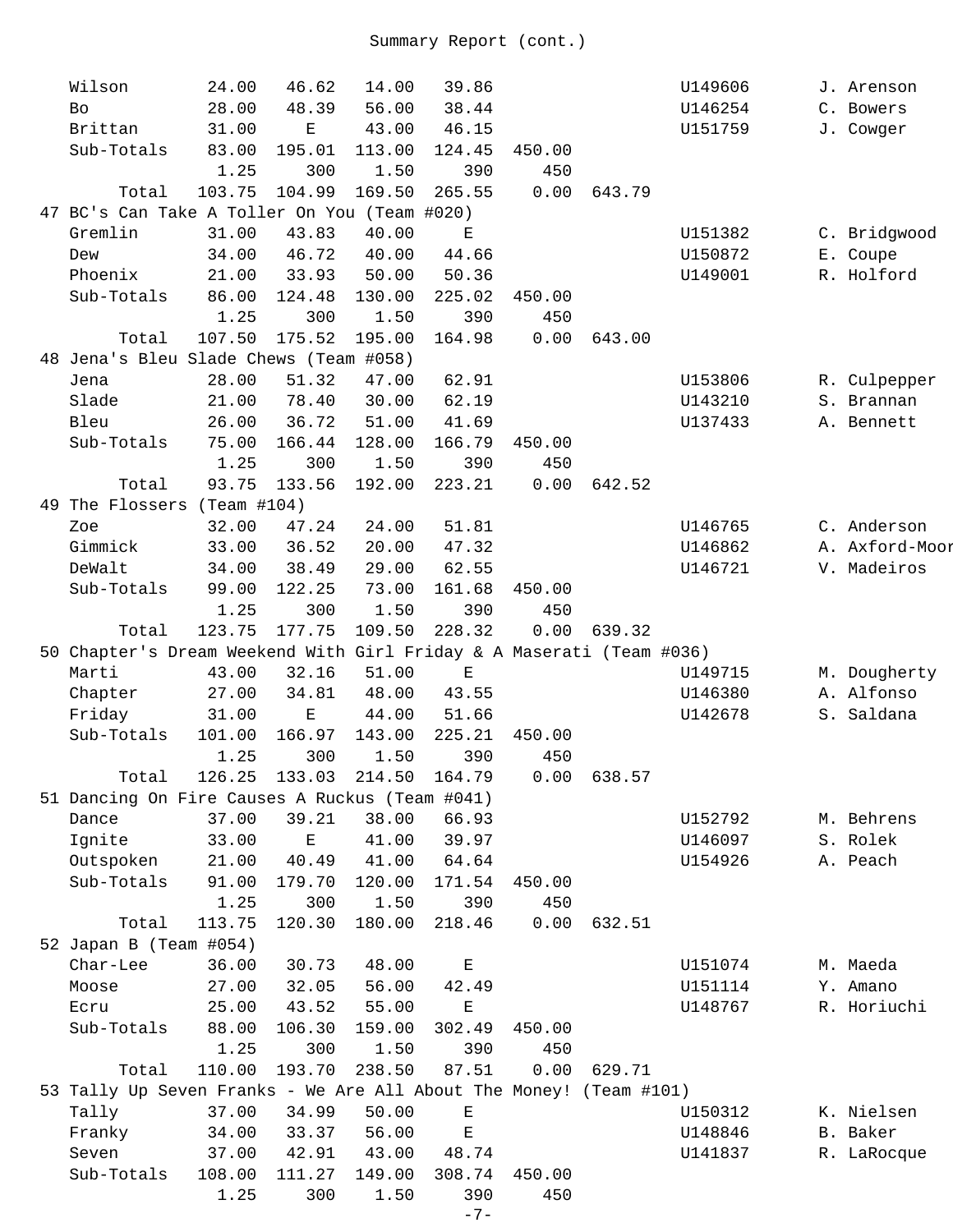Summary Report (cont.)

| | | | | | | | | |
|---|---|---|---|---|---|---|---|---|
| Wilson | 24.00 | 46.62 | 14.00 | 39.86 | | | U149606 | J. Arenson |
| Bo | 28.00 | 48.39 | 56.00 | 38.44 | | | U146254 | C. Bowers |
| Brittan | 31.00 | E | 43.00 | 46.15 | | | U151759 | J. Cowger |
| Sub-Totals | 83.00 | 195.01 | 113.00 | 124.45 | 450.00 | | | |
| | 1.25 | 300 | 1.50 | 390 | 450 | | | |
| Total | 103.75 | 104.99 | 169.50 | 265.55 | 0.00 | 643.79 | | |
| **47 BC's Can Take A Toller On You (Team #020)** | | | | | | | | |
| Gremlin | 31.00 | 43.83 | 40.00 | E | | | U151382 | C. Bridgwood |
| Dew | 34.00 | 46.72 | 40.00 | 44.66 | | | U150872 | E. Coupe |
| Phoenix | 21.00 | 33.93 | 50.00 | 50.36 | | | U149001 | R. Holford |
| Sub-Totals | 86.00 | 124.48 | 130.00 | 225.02 | 450.00 | | | |
| | 1.25 | 300 | 1.50 | 390 | 450 | | | |
| Total | 107.50 | 175.52 | 195.00 | 164.98 | 0.00 | 643.00 | | |
| **48 Jena's Bleu Slade Chews (Team #058)** | | | | | | | | |
| Jena | 28.00 | 51.32 | 47.00 | 62.91 | | | U153806 | R. Culpepper |
| Slade | 21.00 | 78.40 | 30.00 | 62.19 | | | U143210 | S. Brannan |
| Bleu | 26.00 | 36.72 | 51.00 | 41.69 | | | U137433 | A. Bennett |
| Sub-Totals | 75.00 | 166.44 | 128.00 | 166.79 | 450.00 | | | |
| | 1.25 | 300 | 1.50 | 390 | 450 | | | |
| Total | 93.75 | 133.56 | 192.00 | 223.21 | 0.00 | 642.52 | | |
| **49 The Flossers (Team #104)** | | | | | | | | |
| Zoe | 32.00 | 47.24 | 24.00 | 51.81 | | | U146765 | C. Anderson |
| Gimmick | 33.00 | 36.52 | 20.00 | 47.32 | | | U146862 | A. Axford-Moor |
| DeWalt | 34.00 | 38.49 | 29.00 | 62.55 | | | U146721 | V. Madeiros |
| Sub-Totals | 99.00 | 122.25 | 73.00 | 161.68 | 450.00 | | | |
| | 1.25 | 300 | 1.50 | 390 | 450 | | | |
| Total | 123.75 | 177.75 | 109.50 | 228.32 | 0.00 | 639.32 | | |
| **50 Chapter's Dream Weekend With Girl Friday & A Maserati (Team #036)** | | | | | | | | |
| Marti | 43.00 | 32.16 | 51.00 | E | | | U149715 | M. Dougherty |
| Chapter | 27.00 | 34.81 | 48.00 | 43.55 | | | U146380 | A. Alfonso |
| Friday | 31.00 | E | 44.00 | 51.66 | | | U142678 | S. Saldana |
| Sub-Totals | 101.00 | 166.97 | 143.00 | 225.21 | 450.00 | | | |
| | 1.25 | 300 | 1.50 | 390 | 450 | | | |
| Total | 126.25 | 133.03 | 214.50 | 164.79 | 0.00 | 638.57 | | |
| **51 Dancing On Fire Causes A Ruckus (Team #041)** | | | | | | | | |
| Dance | 37.00 | 39.21 | 38.00 | 66.93 | | | U152792 | M. Behrens |
| Ignite | 33.00 | E | 41.00 | 39.97 | | | U146097 | S. Rolek |
| Outspoken | 21.00 | 40.49 | 41.00 | 64.64 | | | U154926 | A. Peach |
| Sub-Totals | 91.00 | 179.70 | 120.00 | 171.54 | 450.00 | | | |
| | 1.25 | 300 | 1.50 | 390 | 450 | | | |
| Total | 113.75 | 120.30 | 180.00 | 218.46 | 0.00 | 632.51 | | |
| **52 Japan B (Team #054)** | | | | | | | | |
| Char-Lee | 36.00 | 30.73 | 48.00 | E | | | U151074 | M. Maeda |
| Moose | 27.00 | 32.05 | 56.00 | 42.49 | | | U151114 | Y. Amano |
| Ecru | 25.00 | 43.52 | 55.00 | E | | | U148767 | R. Horiuchi |
| Sub-Totals | 88.00 | 106.30 | 159.00 | 302.49 | 450.00 | | | |
| | 1.25 | 300 | 1.50 | 390 | 450 | | | |
| Total | 110.00 | 193.70 | 238.50 | 87.51 | 0.00 | 629.71 | | |
| **53 Tally Up Seven Franks - We Are All About The Money! (Team #101)** | | | | | | | | |
| Tally | 37.00 | 34.99 | 50.00 | E | | | U150312 | K. Nielsen |
| Franky | 34.00 | 33.37 | 56.00 | E | | | U148846 | B. Baker |
| Seven | 37.00 | 42.91 | 43.00 | 48.74 | | | U141837 | R. LaRocque |
| Sub-Totals | 108.00 | 111.27 | 149.00 | 308.74 | 450.00 | | | |
| | 1.25 | 300 | 1.50 | 390 | 450 | | | |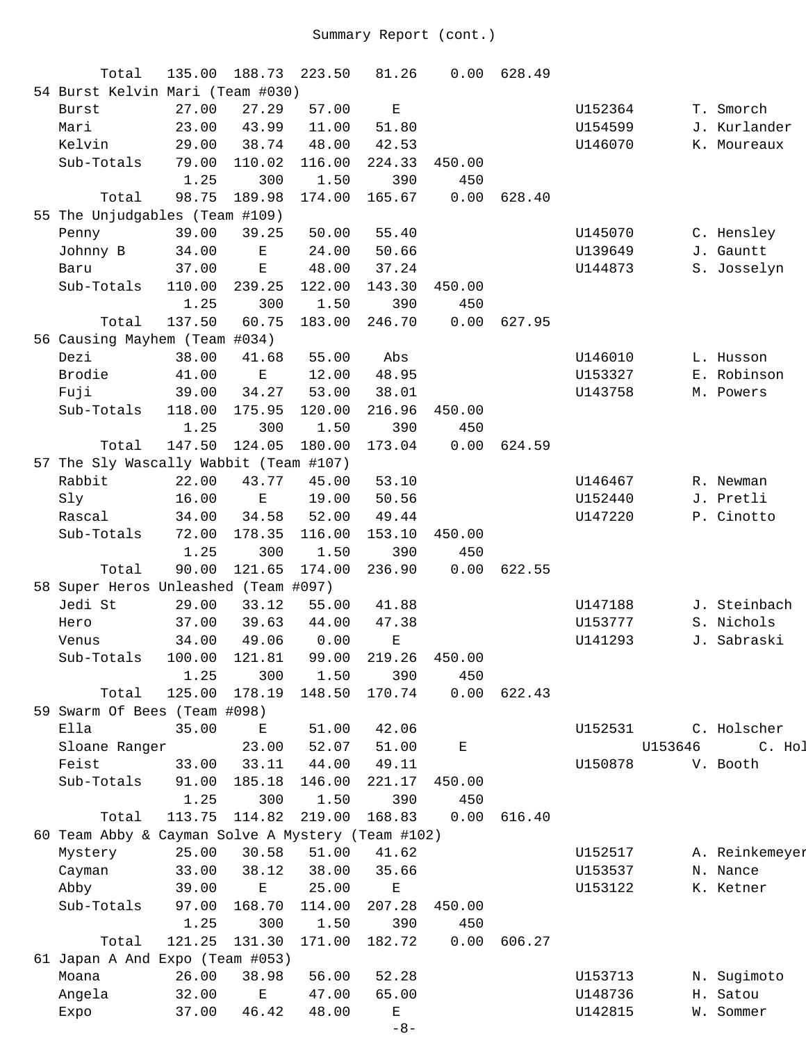Summary Report (cont.)

| Rank / Team / Member | Col 1 | Col 2 | Col 3 | Col 4 | Col 5 | Total | ID | Judge |
|---|---|---|---|---|---|---|---|---|
| Total | 135.00 | 188.73 | 223.50 | 81.26 | 0.00 | 628.49 | | |
| **54 Burst Kelvin Mari (Team #030)** | | | | | | | | |
| Burst | 27.00 | 27.29 | 57.00 | E | | | U152364 | T. Smorch |
| Mari | 23.00 | 43.99 | 11.00 | 51.80 | | | U154599 | J. Kurlander |
| Kelvin | 29.00 | 38.74 | 48.00 | 42.53 | | | U146070 | K. Moureaux |
| Sub-Totals | 79.00 | 110.02 | 116.00 | 224.33 | 450.00 | | | |
| | 1.25 | 300 | 1.50 | 390 | 450 | | | |
| Total | 98.75 | 189.98 | 174.00 | 165.67 | 0.00 | 628.40 | | |
| **55 The Unjudgables (Team #109)** | | | | | | | | |
| Penny | 39.00 | 39.25 | 50.00 | 55.40 | | | U145070 | C. Hensley |
| Johnny B | 34.00 | E | 24.00 | 50.66 | | | U139649 | J. Gauntt |
| Baru | 37.00 | E | 48.00 | 37.24 | | | U144873 | S. Josselyn |
| Sub-Totals | 110.00 | 239.25 | 122.00 | 143.30 | 450.00 | | | |
| | 1.25 | 300 | 1.50 | 390 | 450 | | | |
| Total | 137.50 | 60.75 | 183.00 | 246.70 | 0.00 | 627.95 | | |
| **56 Causing Mayhem (Team #034)** | | | | | | | | |
| Dezi | 38.00 | 41.68 | 55.00 | Abs | | | U146010 | L. Husson |
| Brodie | 41.00 | E | 12.00 | 48.95 | | | U153327 | E. Robinson |
| Fuji | 39.00 | 34.27 | 53.00 | 38.01 | | | U143758 | M. Powers |
| Sub-Totals | 118.00 | 175.95 | 120.00 | 216.96 | 450.00 | | | |
| | 1.25 | 300 | 1.50 | 390 | 450 | | | |
| Total | 147.50 | 124.05 | 180.00 | 173.04 | 0.00 | 624.59 | | |
| **57 The Sly Wascally Wabbit (Team #107)** | | | | | | | | |
| Rabbit | 22.00 | 43.77 | 45.00 | 53.10 | | | U146467 | R. Newman |
| Sly | 16.00 | E | 19.00 | 50.56 | | | U152440 | J. Pretli |
| Rascal | 34.00 | 34.58 | 52.00 | 49.44 | | | U147220 | P. Cinotto |
| Sub-Totals | 72.00 | 178.35 | 116.00 | 153.10 | 450.00 | | | |
| | 1.25 | 300 | 1.50 | 390 | 450 | | | |
| Total | 90.00 | 121.65 | 174.00 | 236.90 | 0.00 | 622.55 | | |
| **58 Super Heros Unleashed (Team #097)** | | | | | | | | |
| Jedi St | 29.00 | 33.12 | 55.00 | 41.88 | | | U147188 | J. Steinbach |
| Hero | 37.00 | 39.63 | 44.00 | 47.38 | | | U153777 | S. Nichols |
| Venus | 34.00 | 49.06 | 0.00 | E | | | U141293 | J. Sabraski |
| Sub-Totals | 100.00 | 121.81 | 99.00 | 219.26 | 450.00 | | | |
| | 1.25 | 300 | 1.50 | 390 | 450 | | | |
| Total | 125.00 | 178.19 | 148.50 | 170.74 | 0.00 | 622.43 | | |
| **59 Swarm Of Bees (Team #098)** | | | | | | | | |
| Ella | 35.00 | E | 51.00 | 42.06 | | | U152531 | C. Holscher |
| Sloane Ranger | 23.00 | 52.07 | 51.00 | E | | | U153646 | C. Hol |
| Feist | 33.00 | 33.11 | 44.00 | 49.11 | | | U150878 | V. Booth |
| Sub-Totals | 91.00 | 185.18 | 146.00 | 221.17 | 450.00 | | | |
| | 1.25 | 300 | 1.50 | 390 | 450 | | | |
| Total | 113.75 | 114.82 | 219.00 | 168.83 | 0.00 | 616.40 | | |
| **60 Team Abby & Cayman Solve A Mystery (Team #102)** | | | | | | | | |
| Mystery | 25.00 | 30.58 | 51.00 | 41.62 | | | U152517 | A. Reinkemeyer |
| Cayman | 33.00 | 38.12 | 38.00 | 35.66 | | | U153537 | N. Nance |
| Abby | 39.00 | E | 25.00 | E | | | U153122 | K. Ketner |
| Sub-Totals | 97.00 | 168.70 | 114.00 | 207.28 | 450.00 | | | |
| | 1.25 | 300 | 1.50 | 390 | 450 | | | |
| Total | 121.25 | 131.30 | 171.00 | 182.72 | 0.00 | 606.27 | | |
| **61 Japan A And Expo (Team #053)** | | | | | | | | |
| Moana | 26.00 | 38.98 | 56.00 | 52.28 | | | U153713 | N. Sugimoto |
| Angela | 32.00 | E | 47.00 | 65.00 | | | U148736 | H. Satou |
| Expo | 37.00 | 46.42 | 48.00 | E | | | U142815 | W. Sommer |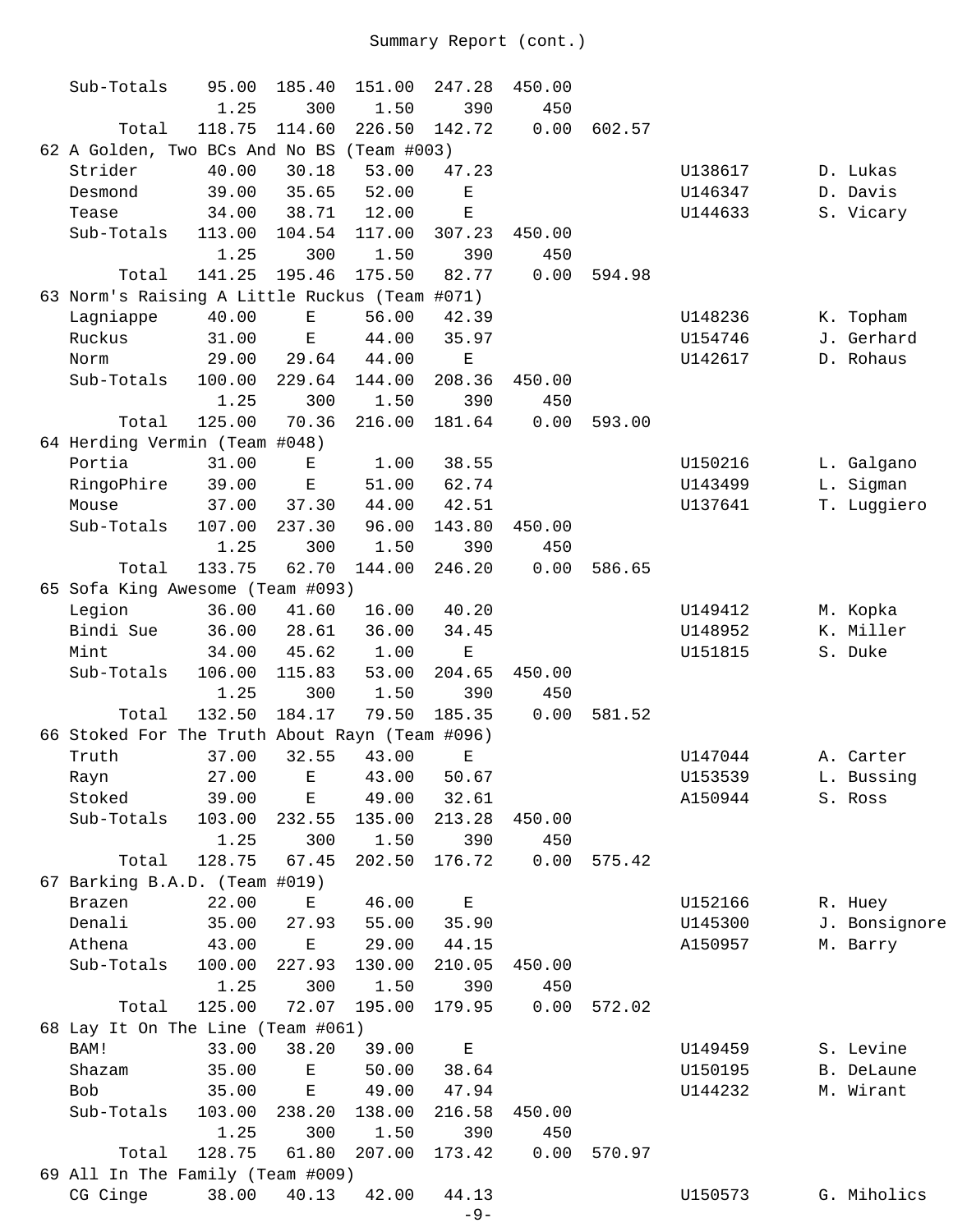Summary Report (cont.)

| | | | | | | | | |
|---|---|---|---|---|---|---|---|---|
| Sub-Totals | 95.00 | 185.40 | 151.00 | 247.28 | 450.00 | | | |
| | 1.25 | 300 | 1.50 | 390 | 450 | | | |
| Total | 118.75 | 114.60 | 226.50 | 142.72 | 0.00 | 602.57 | | |
| **62 A Golden, Two BCs And No BS (Team #003)** | | | | | | | | |
| Strider | 40.00 | 30.18 | 53.00 | 47.23 | | | U138617 | D. Lukas |
| Desmond | 39.00 | 35.65 | 52.00 | E | | | U146347 | D. Davis |
| Tease | 34.00 | 38.71 | 12.00 | E | | | U144633 | S. Vicary |
| Sub-Totals | 113.00 | 104.54 | 117.00 | 307.23 | 450.00 | | | |
| | 1.25 | 300 | 1.50 | 390 | 450 | | | |
| Total | 141.25 | 195.46 | 175.50 | 82.77 | 0.00 | 594.98 | | |
| **63 Norm's Raising A Little Ruckus (Team #071)** | | | | | | | | |
| Lagniappe | 40.00 | E | 56.00 | 42.39 | | | U148236 | K. Topham |
| Ruckus | 31.00 | E | 44.00 | 35.97 | | | U154746 | J. Gerhard |
| Norm | 29.00 | 29.64 | 44.00 | E | | | U142617 | D. Rohaus |
| Sub-Totals | 100.00 | 229.64 | 144.00 | 208.36 | 450.00 | | | |
| | 1.25 | 300 | 1.50 | 390 | 450 | | | |
| Total | 125.00 | 70.36 | 216.00 | 181.64 | 0.00 | 593.00 | | |
| **64 Herding Vermin (Team #048)** | | | | | | | | |
| Portia | 31.00 | E | 1.00 | 38.55 | | | U150216 | L. Galgano |
| RingoPhire | 39.00 | E | 51.00 | 62.74 | | | U143499 | L. Sigman |
| Mouse | 37.00 | 37.30 | 44.00 | 42.51 | | | U137641 | T. Luggiero |
| Sub-Totals | 107.00 | 237.30 | 96.00 | 143.80 | 450.00 | | | |
| | 1.25 | 300 | 1.50 | 390 | 450 | | | |
| Total | 133.75 | 62.70 | 144.00 | 246.20 | 0.00 | 586.65 | | |
| **65 Sofa King Awesome (Team #093)** | | | | | | | | |
| Legion | 36.00 | 41.60 | 16.00 | 40.20 | | | U149412 | M. Kopka |
| Bindi Sue | 36.00 | 28.61 | 36.00 | 34.45 | | | U148952 | K. Miller |
| Mint | 34.00 | 45.62 | 1.00 | E | | | U151815 | S. Duke |
| Sub-Totals | 106.00 | 115.83 | 53.00 | 204.65 | 450.00 | | | |
| | 1.25 | 300 | 1.50 | 390 | 450 | | | |
| Total | 132.50 | 184.17 | 79.50 | 185.35 | 0.00 | 581.52 | | |
| **66 Stoked For The Truth About Rayn (Team #096)** | | | | | | | | |
| Truth | 37.00 | 32.55 | 43.00 | E | | | U147044 | A. Carter |
| Rayn | 27.00 | E | 43.00 | 50.67 | | | U153539 | L. Bussing |
| Stoked | 39.00 | E | 49.00 | 32.61 | | | A150944 | S. Ross |
| Sub-Totals | 103.00 | 232.55 | 135.00 | 213.28 | 450.00 | | | |
| | 1.25 | 300 | 1.50 | 390 | 450 | | | |
| Total | 128.75 | 67.45 | 202.50 | 176.72 | 0.00 | 575.42 | | |
| **67 Barking B.A.D. (Team #019)** | | | | | | | | |
| Brazen | 22.00 | E | 46.00 | E | | | U152166 | R. Huey |
| Denali | 35.00 | 27.93 | 55.00 | 35.90 | | | U145300 | J. Bonsignore |
| Athena | 43.00 | E | 29.00 | 44.15 | | | A150957 | M. Barry |
| Sub-Totals | 100.00 | 227.93 | 130.00 | 210.05 | 450.00 | | | |
| | 1.25 | 300 | 1.50 | 390 | 450 | | | |
| Total | 125.00 | 72.07 | 195.00 | 179.95 | 0.00 | 572.02 | | |
| **68 Lay It On The Line (Team #061)** | | | | | | | | |
| BAM! | 33.00 | 38.20 | 39.00 | E | | | U149459 | S. Levine |
| Shazam | 35.00 | E | 50.00 | 38.64 | | | U150195 | B. DeLaune |
| Bob | 35.00 | E | 49.00 | 47.94 | | | U144232 | M. Wirant |
| Sub-Totals | 103.00 | 238.20 | 138.00 | 216.58 | 450.00 | | | |
| | 1.25 | 300 | 1.50 | 390 | 450 | | | |
| Total | 128.75 | 61.80 | 207.00 | 173.42 | 0.00 | 570.97 | | |
| **69 All In The Family (Team #009)** | | | | | | | | |
| CG Cinge | 38.00 | 40.13 | 42.00 | 44.13 | | | U150573 | G. Miholics |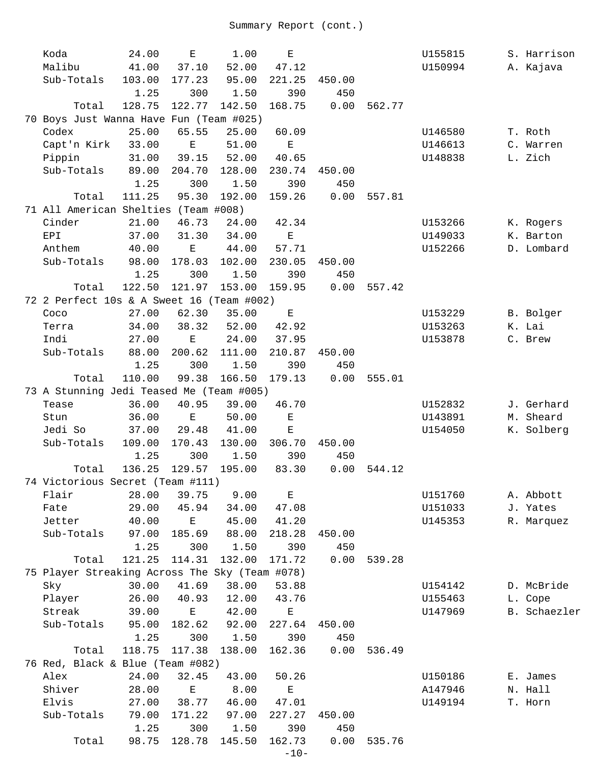## Summary Report (cont.)

| Place / Team / Dog | | | | | | | | Reg # | Handler |
|---|---|---|---|---|---|---|---|---|---|
| Koda | 24.00 | E | 1.00 | E | | | | U155815 | S. Harrison |
| Malibu | 41.00 | 37.10 | 52.00 | 47.12 | | | | U150994 | A. Kajava |
| Sub-Totals | 103.00 | 177.23 | 95.00 | 221.25 | 450.00 | | | | |
| | 1.25 | 300 | 1.50 | 390 | 450 | | | | |
| Total | 128.75 | 122.77 | 142.50 | 168.75 | 0.00 | 562.77 | | | |
| 70 Boys Just Wanna Have Fun (Team #025) | | | | | | | | | |
| Codex | 25.00 | 65.55 | 25.00 | 60.09 | | | | U146580 | T. Roth |
| Capt'n Kirk | 33.00 | E | 51.00 | E | | | | U146613 | C. Warren |
| Pippin | 31.00 | 39.15 | 52.00 | 40.65 | | | | U148838 | L. Zich |
| Sub-Totals | 89.00 | 204.70 | 128.00 | 230.74 | 450.00 | | | | |
| | 1.25 | 300 | 1.50 | 390 | 450 | | | | |
| Total | 111.25 | 95.30 | 192.00 | 159.26 | 0.00 | 557.81 | | | |
| 71 All American Shelties (Team #008) | | | | | | | | | |
| Cinder | 21.00 | 46.73 | 24.00 | 42.34 | | | | U153266 | K. Rogers |
| EPI | 37.00 | 31.30 | 34.00 | E | | | | U149033 | K. Barton |
| Anthem | 40.00 | E | 44.00 | 57.71 | | | | U152266 | D. Lombard |
| Sub-Totals | 98.00 | 178.03 | 102.00 | 230.05 | 450.00 | | | | |
| | 1.25 | 300 | 1.50 | 390 | 450 | | | | |
| Total | 122.50 | 121.97 | 153.00 | 159.95 | 0.00 | 557.42 | | | |
| 72 2 Perfect 10s & A Sweet 16 (Team #002) | | | | | | | | | |
| Coco | 27.00 | 62.30 | 35.00 | E | | | | U153229 | B. Bolger |
| Terra | 34.00 | 38.32 | 52.00 | 42.92 | | | | U153263 | K. Lai |
| Indi | 27.00 | E | 24.00 | 37.95 | | | | U153878 | C. Brew |
| Sub-Totals | 88.00 | 200.62 | 111.00 | 210.87 | 450.00 | | | | |
| | 1.25 | 300 | 1.50 | 390 | 450 | | | | |
| Total | 110.00 | 99.38 | 166.50 | 179.13 | 0.00 | 555.01 | | | |
| 73 A Stunning Jedi Teased Me (Team #005) | | | | | | | | | |
| Tease | 36.00 | 40.95 | 39.00 | 46.70 | | | | U152832 | J. Gerhard |
| Stun | 36.00 | E | 50.00 | E | | | | U143891 | M. Sheard |
| Jedi So | 37.00 | 29.48 | 41.00 | E | | | | U154050 | K. Solberg |
| Sub-Totals | 109.00 | 170.43 | 130.00 | 306.70 | 450.00 | | | | |
| | 1.25 | 300 | 1.50 | 390 | 450 | | | | |
| Total | 136.25 | 129.57 | 195.00 | 83.30 | 0.00 | 544.12 | | | |
| 74 Victorious Secret (Team #111) | | | | | | | | | |
| Flair | 28.00 | 39.75 | 9.00 | E | | | | U151760 | A. Abbott |
| Fate | 29.00 | 45.94 | 34.00 | 47.08 | | | | U151033 | J. Yates |
| Jetter | 40.00 | E | 45.00 | 41.20 | | | | U145353 | R. Marquez |
| Sub-Totals | 97.00 | 185.69 | 88.00 | 218.28 | 450.00 | | | | |
| | 1.25 | 300 | 1.50 | 390 | 450 | | | | |
| Total | 121.25 | 114.31 | 132.00 | 171.72 | 0.00 | 539.28 | | | |
| 75 Player Streaking Across The Sky (Team #078) | | | | | | | | | |
| Sky | 30.00 | 41.69 | 38.00 | 53.88 | | | | U154142 | D. McBride |
| Player | 26.00 | 40.93 | 12.00 | 43.76 | | | | U155463 | L. Cope |
| Streak | 39.00 | E | 42.00 | E | | | | U147969 | B. Schaezler |
| Sub-Totals | 95.00 | 182.62 | 92.00 | 227.64 | 450.00 | | | | |
| | 1.25 | 300 | 1.50 | 390 | 450 | | | | |
| Total | 118.75 | 117.38 | 138.00 | 162.36 | 0.00 | 536.49 | | | |
| 76 Red, Black & Blue (Team #082) | | | | | | | | | |
| Alex | 24.00 | 32.45 | 43.00 | 50.26 | | | | U150186 | E. James |
| Shiver | 28.00 | E | 8.00 | E | | | | A147946 | N. Hall |
| Elvis | 27.00 | 38.77 | 46.00 | 47.01 | | | | U149194 | T. Horn |
| Sub-Totals | 79.00 | 171.22 | 97.00 | 227.27 | 450.00 | | | | |
| | 1.25 | 300 | 1.50 | 390 | 450 | | | | |
| Total | 98.75 | 128.78 | 145.50 | 162.73 | 0.00 | 535.76 | | | |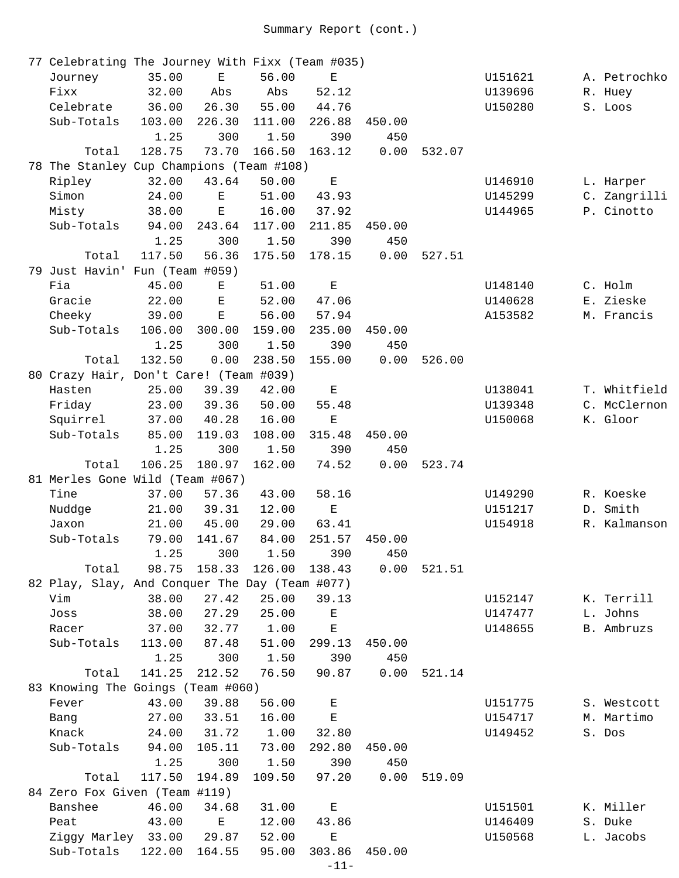Summary Report (cont.)

| | | | | | | | | |
|---|---|---|---|---|---|---|---|---|
| **77 Celebrating The Journey With Fixx (Team #035)** | | | | | | | | |
| Journey | 35.00 | E | 56.00 | E | | | U151621 | A. Petrochko |
| Fixx | 32.00 | Abs | Abs | 52.12 | | | U139696 | R. Huey |
| Celebrate | 36.00 | 26.30 | 55.00 | 44.76 | | | U150280 | S. Loos |
| Sub-Totals | 103.00 | 226.30 | 111.00 | 226.88 | 450.00 | | | |
| | 1.25 | 300 | 1.50 | 390 | 450 | | | |
| Total | 128.75 | 73.70 | 166.50 | 163.12 | 0.00 | 532.07 | | |
| **78 The Stanley Cup Champions (Team #108)** | | | | | | | | |
| Ripley | 32.00 | 43.64 | 50.00 | E | | | U146910 | L. Harper |
| Simon | 24.00 | E | 51.00 | 43.93 | | | U145299 | C. Zangrilli |
| Misty | 38.00 | E | 16.00 | 37.92 | | | U144965 | P. Cinotto |
| Sub-Totals | 94.00 | 243.64 | 117.00 | 211.85 | 450.00 | | | |
| | 1.25 | 300 | 1.50 | 390 | 450 | | | |
| Total | 117.50 | 56.36 | 175.50 | 178.15 | 0.00 | 527.51 | | |
| **79 Just Havin' Fun (Team #059)** | | | | | | | | |
| Fia | 45.00 | E | 51.00 | E | | | U148140 | C. Holm |
| Gracie | 22.00 | E | 52.00 | 47.06 | | | U140628 | E. Zieske |
| Cheeky | 39.00 | E | 56.00 | 57.94 | | | A153582 | M. Francis |
| Sub-Totals | 106.00 | 300.00 | 159.00 | 235.00 | 450.00 | | | |
| | 1.25 | 300 | 1.50 | 390 | 450 | | | |
| Total | 132.50 | 0.00 | 238.50 | 155.00 | 0.00 | 526.00 | | |
| **80 Crazy Hair, Don't Care! (Team #039)** | | | | | | | | |
| Hasten | 25.00 | 39.39 | 42.00 | E | | | U138041 | T. Whitfield |
| Friday | 23.00 | 39.36 | 50.00 | 55.48 | | | U139348 | C. McClernon |
| Squirrel | 37.00 | 40.28 | 16.00 | E | | | U150068 | K. Gloor |
| Sub-Totals | 85.00 | 119.03 | 108.00 | 315.48 | 450.00 | | | |
| | 1.25 | 300 | 1.50 | 390 | 450 | | | |
| Total | 106.25 | 180.97 | 162.00 | 74.52 | 0.00 | 523.74 | | |
| **81 Merles Gone Wild (Team #067)** | | | | | | | | |
| Tine | 37.00 | 57.36 | 43.00 | 58.16 | | | U149290 | R. Koeske |
| Nuddge | 21.00 | 39.31 | 12.00 | E | | | U151217 | D. Smith |
| Jaxon | 21.00 | 45.00 | 29.00 | 63.41 | | | U154918 | R. Kalmanson |
| Sub-Totals | 79.00 | 141.67 | 84.00 | 251.57 | 450.00 | | | |
| | 1.25 | 300 | 1.50 | 390 | 450 | | | |
| Total | 98.75 | 158.33 | 126.00 | 138.43 | 0.00 | 521.51 | | |
| **82 Play, Slay, And Conquer The Day (Team #077)** | | | | | | | | |
| Vim | 38.00 | 27.42 | 25.00 | 39.13 | | | U152147 | K. Terrill |
| Joss | 38.00 | 27.29 | 25.00 | E | | | U147477 | L. Johns |
| Racer | 37.00 | 32.77 | 1.00 | E | | | U148655 | B. Ambruzs |
| Sub-Totals | 113.00 | 87.48 | 51.00 | 299.13 | 450.00 | | | |
| | 1.25 | 300 | 1.50 | 390 | 450 | | | |
| Total | 141.25 | 212.52 | 76.50 | 90.87 | 0.00 | 521.14 | | |
| **83 Knowing The Goings (Team #060)** | | | | | | | | |
| Fever | 43.00 | 39.88 | 56.00 | E | | | U151775 | S. Westcott |
| Bang | 27.00 | 33.51 | 16.00 | E | | | U154717 | M. Martimo |
| Knack | 24.00 | 31.72 | 1.00 | 32.80 | | | U149452 | S. Dos |
| Sub-Totals | 94.00 | 105.11 | 73.00 | 292.80 | 450.00 | | | |
| | 1.25 | 300 | 1.50 | 390 | 450 | | | |
| Total | 117.50 | 194.89 | 109.50 | 97.20 | 0.00 | 519.09 | | |
| **84 Zero Fox Given (Team #119)** | | | | | | | | |
| Banshee | 46.00 | 34.68 | 31.00 | E | | | U151501 | K. Miller |
| Peat | 43.00 | E | 12.00 | 43.86 | | | U146409 | S. Duke |
| Ziggy Marley | 33.00 | 29.87 | 52.00 | E | | | U150568 | L. Jacobs |
| Sub-Totals | 122.00 | 164.55 | 95.00 | 303.86 | 450.00 | | | |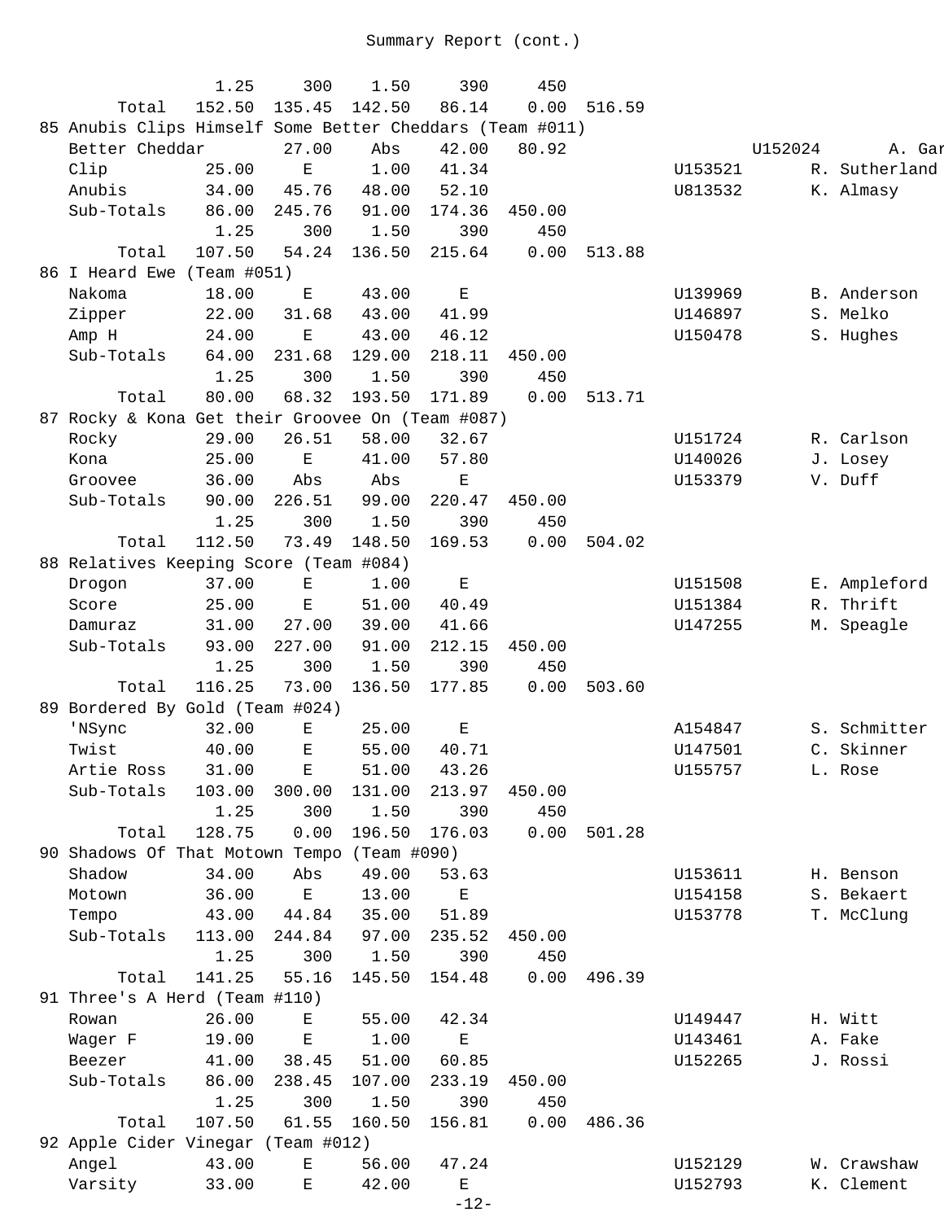Summary Report (cont.)

```
                1.25     300    1.50     390     450
      Total   152.50  135.45  142.50   86.14    0.00  516.59
85 Anubis Clips Himself Some Better Cheddars (Team #011)
   Better Cheddar        27.00    Abs    42.00   80.92              U152024       A. Gar
   Clip          25.00     E      1.00   41.34              U153521       R. Sutherland
   Anubis        34.00   45.76   48.00   52.10              U813532       K. Almasy
   Sub-Totals    86.00  245.76   91.00  174.36  450.00
                1.25     300    1.50     390     450
      Total   107.50   54.24  136.50  215.64    0.00  513.88
86 I Heard Ewe (Team #051)
   Nakoma        18.00     E     43.00     E                U139969       B. Anderson
   Zipper        22.00   31.68   43.00   41.99              U146897       S. Melko
   Amp H         24.00     E     43.00   46.12              U150478       S. Hughes
   Sub-Totals    64.00  231.68  129.00  218.11  450.00
                1.25     300    1.50     390     450
      Total    80.00   68.32  193.50  171.89    0.00  513.71
87 Rocky & Kona Get their Groovee On (Team #087)
   Rocky         29.00   26.51   58.00   32.67              U151724       R. Carlson
   Kona          25.00     E     41.00   57.80              U140026       J. Losey
   Groovee       36.00    Abs     Abs      E                U153379       V. Duff
   Sub-Totals    90.00  226.51   99.00  220.47  450.00
                1.25     300    1.50     390     450
      Total   112.50   73.49  148.50  169.53    0.00  504.02
88 Relatives Keeping Score (Team #084)
   Drogon        37.00     E      1.00     E                U151508       E. Ampleford
   Score         25.00     E     51.00   40.49              U151384       R. Thrift
   Damuraz       31.00   27.00   39.00   41.66              U147255       M. Speagle
   Sub-Totals    93.00  227.00   91.00  212.15  450.00
                1.25     300    1.50     390     450
      Total   116.25   73.00  136.50  177.85    0.00  503.60
89 Bordered By Gold (Team #024)
   'NSync        32.00     E     25.00     E                A154847       S. Schmitter
   Twist         40.00     E     55.00   40.71              U147501       C. Skinner
   Artie Ross    31.00     E     51.00   43.26              U155757       L. Rose
   Sub-Totals   103.00  300.00  131.00  213.97  450.00
                1.25     300    1.50     390     450
      Total   128.75    0.00  196.50  176.03    0.00  501.28
90 Shadows Of That Motown Tempo (Team #090)
   Shadow        34.00    Abs    49.00   53.63              U153611       H. Benson
   Motown        36.00     E     13.00     E                U154158       S. Bekaert
   Tempo         43.00   44.84   35.00   51.89              U153778       T. McClung
   Sub-Totals   113.00  244.84   97.00  235.52  450.00
                1.25     300    1.50     390     450
      Total   141.25   55.16  145.50  154.48    0.00  496.39
91 Three's A Herd (Team #110)
   Rowan         26.00     E     55.00   42.34              U149447       H. Witt
   Wager F       19.00     E      1.00     E                U143461       A. Fake
   Beezer        41.00   38.45   51.00   60.85              U152265       J. Rossi
   Sub-Totals    86.00  238.45  107.00  233.19  450.00
                1.25     300    1.50     390     450
      Total   107.50   61.55  160.50  156.81    0.00  486.36
92 Apple Cider Vinegar (Team #012)
   Angel         43.00     E     56.00   47.24              U152129       W. Crawshaw
   Varsity       33.00     E     42.00     E                U152793       K. Clement
```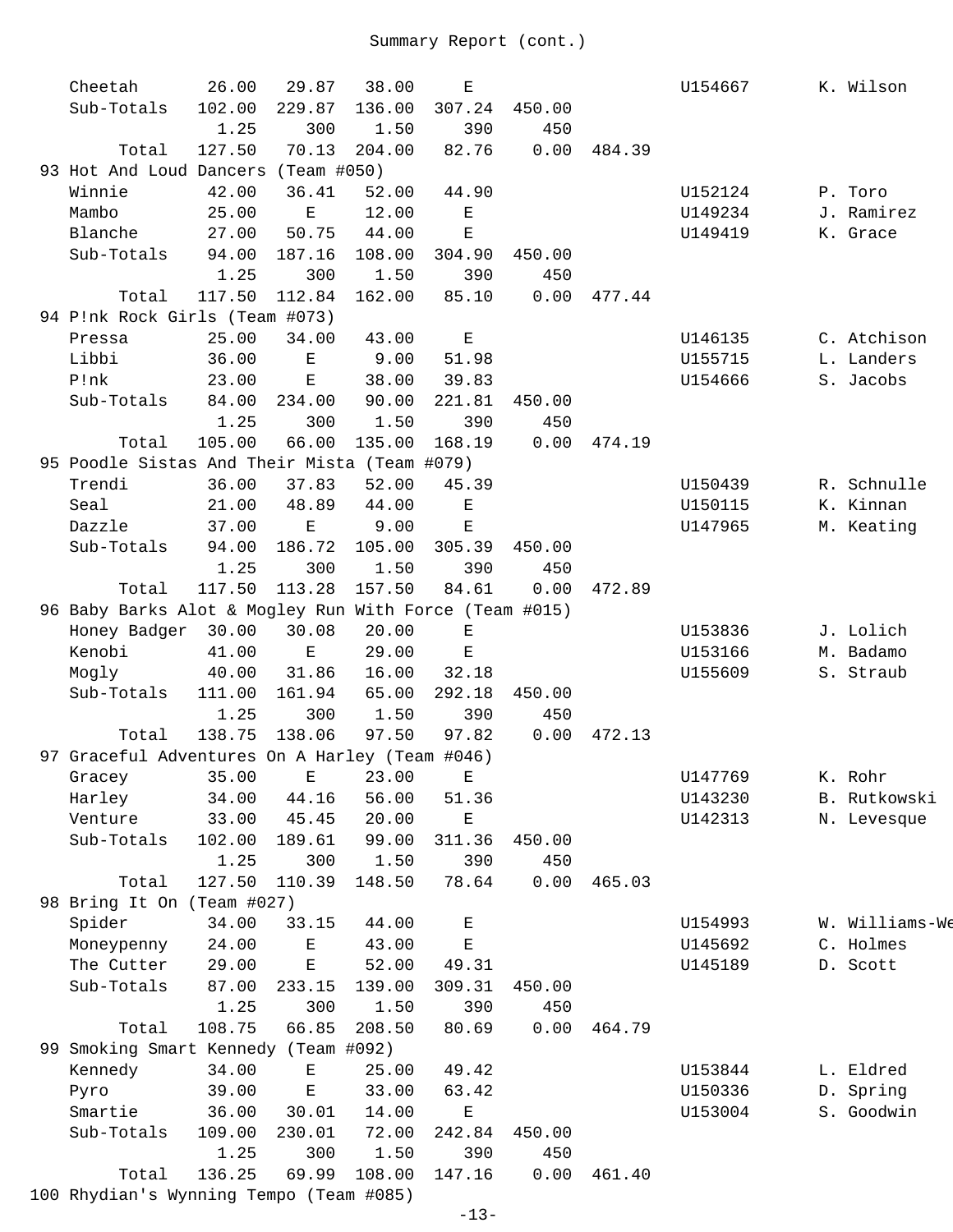Summary Report (cont.)

| | | | | | | | | |
|---|---|---|---|---|---|---|---|---|
| Cheetah | 26.00 | 29.87 | 38.00 | E | | | U154667 | K. Wilson |
| Sub-Totals | 102.00 | 229.87 | 136.00 | 307.24 | 450.00 | | | |
| | 1.25 | 300 | 1.50 | 390 | 450 | | | |
| Total | 127.50 | 70.13 | 204.00 | 82.76 | 0.00 | 484.39 | | |
| **93 Hot And Loud Dancers (Team #050)** | | | | | | | | |
| Winnie | 42.00 | 36.41 | 52.00 | 44.90 | | | U152124 | P. Toro |
| Mambo | 25.00 | E | 12.00 | E | | | U149234 | J. Ramirez |
| Blanche | 27.00 | 50.75 | 44.00 | E | | | U149419 | K. Grace |
| Sub-Totals | 94.00 | 187.16 | 108.00 | 304.90 | 450.00 | | | |
| | 1.25 | 300 | 1.50 | 390 | 450 | | | |
| Total | 117.50 | 112.84 | 162.00 | 85.10 | 0.00 | 477.44 | | |
| **94 P!nk Rock Girls (Team #073)** | | | | | | | | |
| Pressa | 25.00 | 34.00 | 43.00 | E | | | U146135 | C. Atchison |
| Libbi | 36.00 | E | 9.00 | 51.98 | | | U155715 | L. Landers |
| P!nk | 23.00 | E | 38.00 | 39.83 | | | U154666 | S. Jacobs |
| Sub-Totals | 84.00 | 234.00 | 90.00 | 221.81 | 450.00 | | | |
| | 1.25 | 300 | 1.50 | 390 | 450 | | | |
| Total | 105.00 | 66.00 | 135.00 | 168.19 | 0.00 | 474.19 | | |
| **95 Poodle Sistas And Their Mista (Team #079)** | | | | | | | | |
| Trendi | 36.00 | 37.83 | 52.00 | 45.39 | | | U150439 | R. Schnulle |
| Seal | 21.00 | 48.89 | 44.00 | E | | | U150115 | K. Kinnan |
| Dazzle | 37.00 | E | 9.00 | E | | | U147965 | M. Keating |
| Sub-Totals | 94.00 | 186.72 | 105.00 | 305.39 | 450.00 | | | |
| | 1.25 | 300 | 1.50 | 390 | 450 | | | |
| Total | 117.50 | 113.28 | 157.50 | 84.61 | 0.00 | 472.89 | | |
| **96 Baby Barks Alot & Mogley Run With Force (Team #015)** | | | | | | | | |
| Honey Badger | 30.00 | 30.08 | 20.00 | E | | | U153836 | J. Lolich |
| Kenobi | 41.00 | E | 29.00 | E | | | U153166 | M. Badamo |
| Mogly | 40.00 | 31.86 | 16.00 | 32.18 | | | U155609 | S. Straub |
| Sub-Totals | 111.00 | 161.94 | 65.00 | 292.18 | 450.00 | | | |
| | 1.25 | 300 | 1.50 | 390 | 450 | | | |
| Total | 138.75 | 138.06 | 97.50 | 97.82 | 0.00 | 472.13 | | |
| **97 Graceful Adventures On A Harley (Team #046)** | | | | | | | | |
| Gracey | 35.00 | E | 23.00 | E | | | U147769 | K. Rohr |
| Harley | 34.00 | 44.16 | 56.00 | 51.36 | | | U143230 | B. Rutkowski |
| Venture | 33.00 | 45.45 | 20.00 | E | | | U142313 | N. Levesque |
| Sub-Totals | 102.00 | 189.61 | 99.00 | 311.36 | 450.00 | | | |
| | 1.25 | 300 | 1.50 | 390 | 450 | | | |
| Total | 127.50 | 110.39 | 148.50 | 78.64 | 0.00 | 465.03 | | |
| **98 Bring It On (Team #027)** | | | | | | | | |
| Spider | 34.00 | 33.15 | 44.00 | E | | | U154993 | W. Williams-We |
| Moneypenny | 24.00 | E | 43.00 | E | | | U145692 | C. Holmes |
| The Cutter | 29.00 | E | 52.00 | 49.31 | | | U145189 | D. Scott |
| Sub-Totals | 87.00 | 233.15 | 139.00 | 309.31 | 450.00 | | | |
| | 1.25 | 300 | 1.50 | 390 | 450 | | | |
| Total | 108.75 | 66.85 | 208.50 | 80.69 | 0.00 | 464.79 | | |
| **99 Smoking Smart Kennedy (Team #092)** | | | | | | | | |
| Kennedy | 34.00 | E | 25.00 | 49.42 | | | U153844 | L. Eldred |
| Pyro | 39.00 | E | 33.00 | 63.42 | | | U150336 | D. Spring |
| Smartie | 36.00 | 30.01 | 14.00 | E | | | U153004 | S. Goodwin |
| Sub-Totals | 109.00 | 230.01 | 72.00 | 242.84 | 450.00 | | | |
| | 1.25 | 300 | 1.50 | 390 | 450 | | | |
| Total | 136.25 | 69.99 | 108.00 | 147.16 | 0.00 | 461.40 | | |
| **100 Rhydian's Wynning Tempo (Team #085)** | | | | | | | | |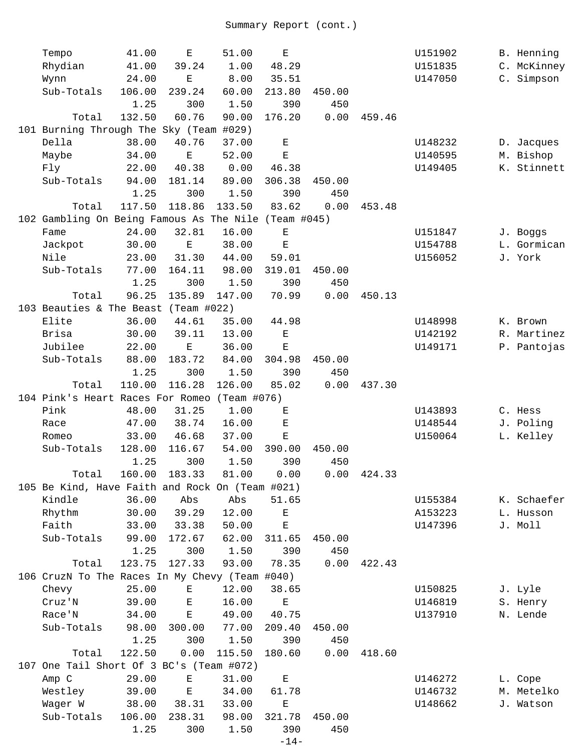Summary Report (cont.)

| | | | | | | | | |
|---|---|---|---|---|---|---|---|---|
| Tempo | 41.00 | E | 51.00 | E | | | U151902 | B. Henning |
| Rhydian | 41.00 | 39.24 | 1.00 | 48.29 | | | U151835 | C. McKinney |
| Wynn | 24.00 | E | 8.00 | 35.51 | | | U147050 | C. Simpson |
| Sub-Totals | 106.00 | 239.24 | 60.00 | 213.80 | 450.00 | | | |
| | 1.25 | 300 | 1.50 | 390 | 450 | | | |
| Total | 132.50 | 60.76 | 90.00 | 176.20 | 0.00 | 459.46 | | |
| **101 Burning Through The Sky (Team #029)** | | | | | | | | |
| Della | 38.00 | 40.76 | 37.00 | E | | | U148232 | D. Jacques |
| Maybe | 34.00 | E | 52.00 | E | | | U140595 | M. Bishop |
| Fly | 22.00 | 40.38 | 0.00 | 46.38 | | | U149405 | K. Stinnett |
| Sub-Totals | 94.00 | 181.14 | 89.00 | 306.38 | 450.00 | | | |
| | 1.25 | 300 | 1.50 | 390 | 450 | | | |
| Total | 117.50 | 118.86 | 133.50 | 83.62 | 0.00 | 453.48 | | |
| **102 Gambling On Being Famous As The Nile (Team #045)** | | | | | | | | |
| Fame | 24.00 | 32.81 | 16.00 | E | | | U151847 | J. Boggs |
| Jackpot | 30.00 | E | 38.00 | E | | | U154788 | L. Gormican |
| Nile | 23.00 | 31.30 | 44.00 | 59.01 | | | U156052 | J. York |
| Sub-Totals | 77.00 | 164.11 | 98.00 | 319.01 | 450.00 | | | |
| | 1.25 | 300 | 1.50 | 390 | 450 | | | |
| Total | 96.25 | 135.89 | 147.00 | 70.99 | 0.00 | 450.13 | | |
| **103 Beauties & The Beast (Team #022)** | | | | | | | | |
| Elite | 36.00 | 44.61 | 35.00 | 44.98 | | | U148998 | K. Brown |
| Brisa | 30.00 | 39.11 | 13.00 | E | | | U142192 | R. Martinez |
| Jubilee | 22.00 | E | 36.00 | E | | | U149171 | P. Pantojas |
| Sub-Totals | 88.00 | 183.72 | 84.00 | 304.98 | 450.00 | | | |
| | 1.25 | 300 | 1.50 | 390 | 450 | | | |
| Total | 110.00 | 116.28 | 126.00 | 85.02 | 0.00 | 437.30 | | |
| **104 Pink's Heart Races For Romeo (Team #076)** | | | | | | | | |
| Pink | 48.00 | 31.25 | 1.00 | E | | | U143893 | C. Hess |
| Race | 47.00 | 38.74 | 16.00 | E | | | U148544 | J. Poling |
| Romeo | 33.00 | 46.68 | 37.00 | E | | | U150064 | L. Kelley |
| Sub-Totals | 128.00 | 116.67 | 54.00 | 390.00 | 450.00 | | | |
| | 1.25 | 300 | 1.50 | 390 | 450 | | | |
| Total | 160.00 | 183.33 | 81.00 | 0.00 | 0.00 | 424.33 | | |
| **105 Be Kind, Have Faith and Rock On (Team #021)** | | | | | | | | |
| Kindle | 36.00 | Abs | Abs | 51.65 | | | U155384 | K. Schaefer |
| Rhythm | 30.00 | 39.29 | 12.00 | E | | | A153223 | L. Husson |
| Faith | 33.00 | 33.38 | 50.00 | E | | | U147396 | J. Moll |
| Sub-Totals | 99.00 | 172.67 | 62.00 | 311.65 | 450.00 | | | |
| | 1.25 | 300 | 1.50 | 390 | 450 | | | |
| Total | 123.75 | 127.33 | 93.00 | 78.35 | 0.00 | 422.43 | | |
| **106 CruzN To The Races In My Chevy (Team #040)** | | | | | | | | |
| Chevy | 25.00 | E | 12.00 | 38.65 | | | U150825 | J. Lyle |
| Cruz'N | 39.00 | E | 16.00 | E | | | U146819 | S. Henry |
| Race'N | 34.00 | E | 49.00 | 40.75 | | | U137910 | N. Lende |
| Sub-Totals | 98.00 | 300.00 | 77.00 | 209.40 | 450.00 | | | |
| | 1.25 | 300 | 1.50 | 390 | 450 | | | |
| Total | 122.50 | 0.00 | 115.50 | 180.60 | 0.00 | 418.60 | | |
| **107 One Tail Short Of 3 BC's (Team #072)** | | | | | | | | |
| Amp C | 29.00 | E | 31.00 | E | | | U146272 | L. Cope |
| Westley | 39.00 | E | 34.00 | 61.78 | | | U146732 | M. Metelko |
| Wager W | 38.00 | 38.31 | 33.00 | E | | | U148662 | J. Watson |
| Sub-Totals | 106.00 | 238.31 | 98.00 | 321.78 | 450.00 | | | |
| | 1.25 | 300 | 1.50 | 390 | 450 | | | |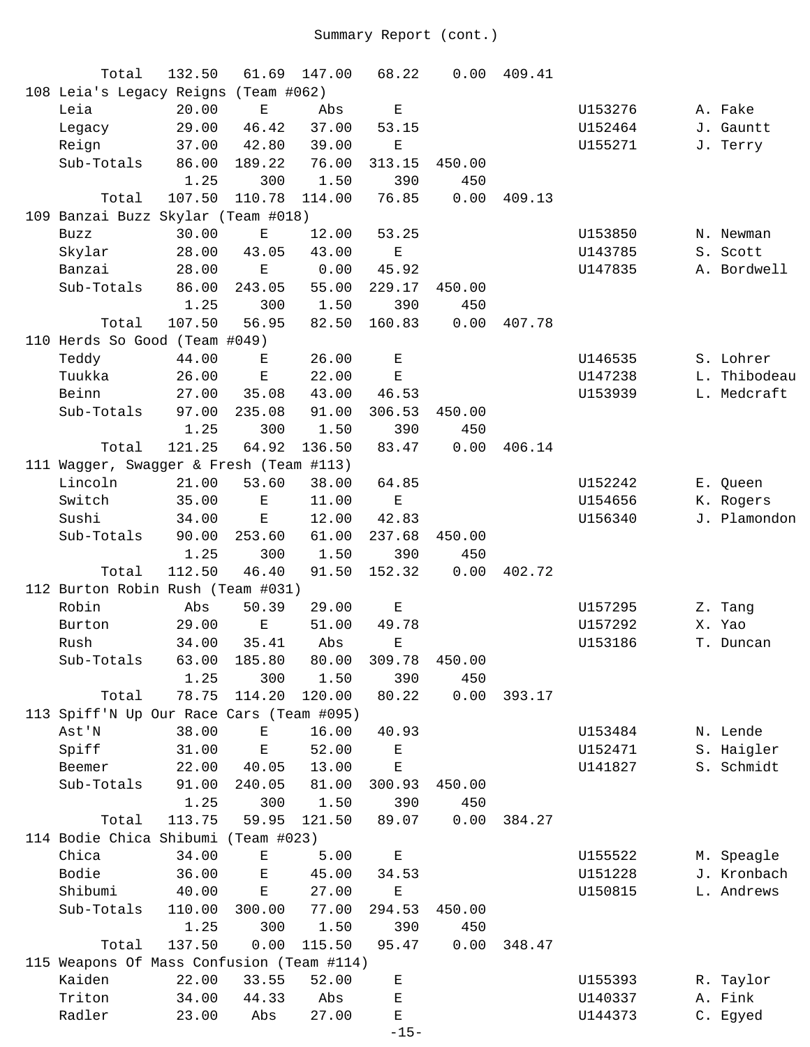Summary Report (cont.)

| | | | | | | | | |
|---|---|---|---|---|---|---|---|---|
| Total | 132.50 | 61.69 | 147.00 | 68.22 | 0.00 | 409.41 | | |
| **108 Leia's Legacy Reigns (Team #062)** | | | | | | | | |
| Leia | 20.00 | E | Abs | E | | | U153276 | A. Fake |
| Legacy | 29.00 | 46.42 | 37.00 | 53.15 | | | U152464 | J. Gauntt |
| Reign | 37.00 | 42.80 | 39.00 | E | | | U155271 | J. Terry |
| Sub-Totals | 86.00 | 189.22 | 76.00 | 313.15 | 450.00 | | | |
| | 1.25 | 300 | 1.50 | 390 | 450 | | | |
| Total | 107.50 | 110.78 | 114.00 | 76.85 | 0.00 | 409.13 | | |
| **109 Banzai Buzz Skylar (Team #018)** | | | | | | | | |
| Buzz | 30.00 | E | 12.00 | 53.25 | | | U153850 | N. Newman |
| Skylar | 28.00 | 43.05 | 43.00 | E | | | U143785 | S. Scott |
| Banzai | 28.00 | E | 0.00 | 45.92 | | | U147835 | A. Bordwell |
| Sub-Totals | 86.00 | 243.05 | 55.00 | 229.17 | 450.00 | | | |
| | 1.25 | 300 | 1.50 | 390 | 450 | | | |
| Total | 107.50 | 56.95 | 82.50 | 160.83 | 0.00 | 407.78 | | |
| **110 Herds So Good (Team #049)** | | | | | | | | |
| Teddy | 44.00 | E | 26.00 | E | | | U146535 | S. Lohrer |
| Tuukka | 26.00 | E | 22.00 | E | | | U147238 | L. Thibodeau |
| Beinn | 27.00 | 35.08 | 43.00 | 46.53 | | | U153939 | L. Medcraft |
| Sub-Totals | 97.00 | 235.08 | 91.00 | 306.53 | 450.00 | | | |
| | 1.25 | 300 | 1.50 | 390 | 450 | | | |
| Total | 121.25 | 64.92 | 136.50 | 83.47 | 0.00 | 406.14 | | |
| **111 Wagger, Swagger & Fresh (Team #113)** | | | | | | | | |
| Lincoln | 21.00 | 53.60 | 38.00 | 64.85 | | | U152242 | E. Queen |
| Switch | 35.00 | E | 11.00 | E | | | U154656 | K. Rogers |
| Sushi | 34.00 | E | 12.00 | 42.83 | | | U156340 | J. Plamondon |
| Sub-Totals | 90.00 | 253.60 | 61.00 | 237.68 | 450.00 | | | |
| | 1.25 | 300 | 1.50 | 390 | 450 | | | |
| Total | 112.50 | 46.40 | 91.50 | 152.32 | 0.00 | 402.72 | | |
| **112 Burton Robin Rush (Team #031)** | | | | | | | | |
| Robin | Abs | 50.39 | 29.00 | E | | | U157295 | Z. Tang |
| Burton | 29.00 | E | 51.00 | 49.78 | | | U157292 | X. Yao |
| Rush | 34.00 | 35.41 | Abs | E | | | U153186 | T. Duncan |
| Sub-Totals | 63.00 | 185.80 | 80.00 | 309.78 | 450.00 | | | |
| | 1.25 | 300 | 1.50 | 390 | 450 | | | |
| Total | 78.75 | 114.20 | 120.00 | 80.22 | 0.00 | 393.17 | | |
| **113 Spiff'N Up Our Race Cars (Team #095)** | | | | | | | | |
| Ast'N | 38.00 | E | 16.00 | 40.93 | | | U153484 | N. Lende |
| Spiff | 31.00 | E | 52.00 | E | | | U152471 | S. Haigler |
| Beemer | 22.00 | 40.05 | 13.00 | E | | | U141827 | S. Schmidt |
| Sub-Totals | 91.00 | 240.05 | 81.00 | 300.93 | 450.00 | | | |
| | 1.25 | 300 | 1.50 | 390 | 450 | | | |
| Total | 113.75 | 59.95 | 121.50 | 89.07 | 0.00 | 384.27 | | |
| **114 Bodie Chica Shibumi (Team #023)** | | | | | | | | |
| Chica | 34.00 | E | 5.00 | E | | | U155522 | M. Speagle |
| Bodie | 36.00 | E | 45.00 | 34.53 | | | U151228 | J. Kronbach |
| Shibumi | 40.00 | E | 27.00 | E | | | U150815 | L. Andrews |
| Sub-Totals | 110.00 | 300.00 | 77.00 | 294.53 | 450.00 | | | |
| | 1.25 | 300 | 1.50 | 390 | 450 | | | |
| Total | 137.50 | 0.00 | 115.50 | 95.47 | 0.00 | 348.47 | | |
| **115 Weapons Of Mass Confusion (Team #114)** | | | | | | | | |
| Kaiden | 22.00 | 33.55 | 52.00 | E | | | U155393 | R. Taylor |
| Triton | 34.00 | 44.33 | Abs | E | | | U140337 | A. Fink |
| Radler | 23.00 | Abs | 27.00 | E | | | U144373 | C. Egyed |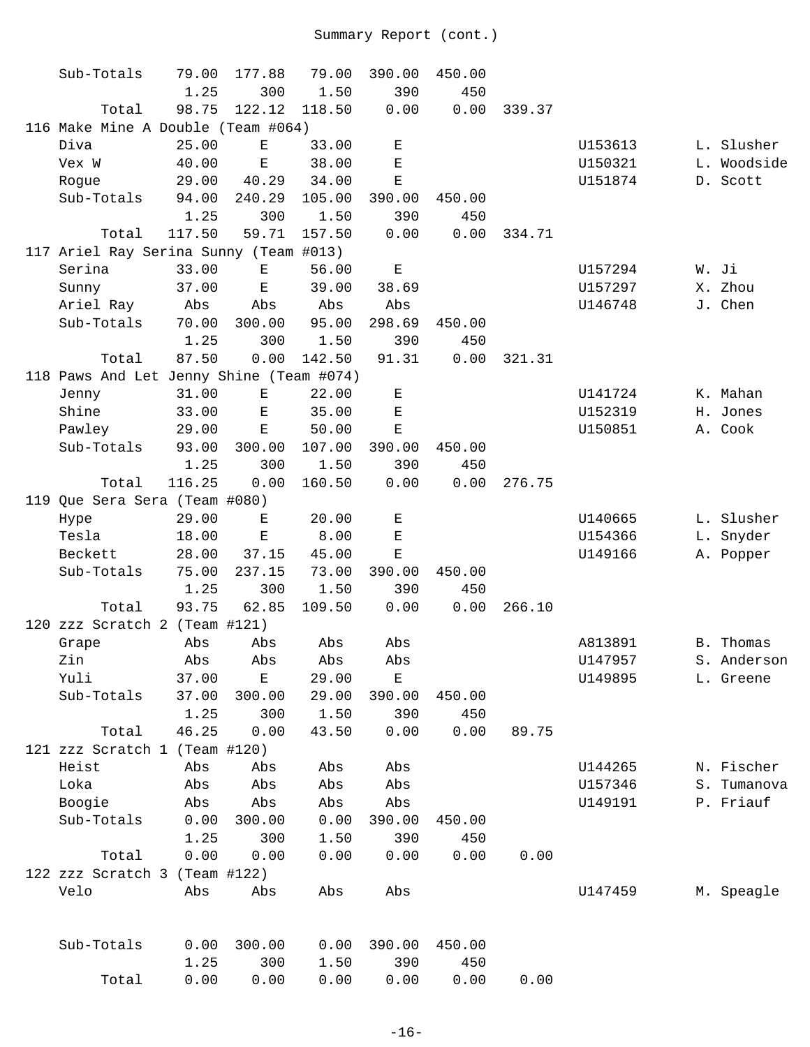# Summary Report (cont.)

| Rank | Team / Dog | Col 1 | Col 2 | Col 3 | Col 4 | Col 5 | Total | ID | Handler |
|---|---|---|---|---|---|---|---|---|---|
| | Sub-Totals | 79.00 | 177.88 | 79.00 | 390.00 | 450.00 | | | |
| | | 1.25 | 300 | 1.50 | 390 | 450 | | | |
| | Total | 98.75 | 122.12 | 118.50 | 0.00 | 0.00 | 339.37 | | |
| 116 | Make Mine A Double (Team #064) | | | | | | | | |
| | Diva | 25.00 | E | 33.00 | E | | | U153613 | L. Slusher |
| | Vex W | 40.00 | E | 38.00 | E | | | U150321 | L. Woodside |
| | Rogue | 29.00 | 40.29 | 34.00 | E | | | U151874 | D. Scott |
| | Sub-Totals | 94.00 | 240.29 | 105.00 | 390.00 | 450.00 | | | |
| | | 1.25 | 300 | 1.50 | 390 | 450 | | | |
| | Total | 117.50 | 59.71 | 157.50 | 0.00 | 0.00 | 334.71 | | |
| 117 | Ariel Ray Serina Sunny (Team #013) | | | | | | | | |
| | Serina | 33.00 | E | 56.00 | E | | | U157294 | W. Ji |
| | Sunny | 37.00 | E | 39.00 | 38.69 | | | U157297 | X. Zhou |
| | Ariel Ray | Abs | Abs | Abs | Abs | | | U146748 | J. Chen |
| | Sub-Totals | 70.00 | 300.00 | 95.00 | 298.69 | 450.00 | | | |
| | | 1.25 | 300 | 1.50 | 390 | 450 | | | |
| | Total | 87.50 | 0.00 | 142.50 | 91.31 | 0.00 | 321.31 | | |
| 118 | Paws And Let Jenny Shine (Team #074) | | | | | | | | |
| | Jenny | 31.00 | E | 22.00 | E | | | U141724 | K. Mahan |
| | Shine | 33.00 | E | 35.00 | E | | | U152319 | H. Jones |
| | Pawley | 29.00 | E | 50.00 | E | | | U150851 | A. Cook |
| | Sub-Totals | 93.00 | 300.00 | 107.00 | 390.00 | 450.00 | | | |
| | | 1.25 | 300 | 1.50 | 390 | 450 | | | |
| | Total | 116.25 | 0.00 | 160.50 | 0.00 | 0.00 | 276.75 | | |
| 119 | Que Sera Sera (Team #080) | | | | | | | | |
| | Hype | 29.00 | E | 20.00 | E | | | U140665 | L. Slusher |
| | Tesla | 18.00 | E | 8.00 | E | | | U154366 | L. Snyder |
| | Beckett | 28.00 | 37.15 | 45.00 | E | | | U149166 | A. Popper |
| | Sub-Totals | 75.00 | 237.15 | 73.00 | 390.00 | 450.00 | | | |
| | | 1.25 | 300 | 1.50 | 390 | 450 | | | |
| | Total | 93.75 | 62.85 | 109.50 | 0.00 | 0.00 | 266.10 | | |
| 120 | zzz Scratch 2 (Team #121) | | | | | | | | |
| | Grape | Abs | Abs | Abs | Abs | | | A813891 | B. Thomas |
| | Zin | Abs | Abs | Abs | Abs | | | U147957 | S. Anderson |
| | Yuli | 37.00 | E | 29.00 | E | | | U149895 | L. Greene |
| | Sub-Totals | 37.00 | 300.00 | 29.00 | 390.00 | 450.00 | | | |
| | | 1.25 | 300 | 1.50 | 390 | 450 | | | |
| | Total | 46.25 | 0.00 | 43.50 | 0.00 | 0.00 | 89.75 | | |
| 121 | zzz Scratch 1 (Team #120) | | | | | | | | |
| | Heist | Abs | Abs | Abs | Abs | | | U144265 | N. Fischer |
| | Loka | Abs | Abs | Abs | Abs | | | U157346 | S. Tumanova |
| | Boogie | Abs | Abs | Abs | Abs | | | U149191 | P. Friauf |
| | Sub-Totals | 0.00 | 300.00 | 0.00 | 390.00 | 450.00 | | | |
| | | 1.25 | 300 | 1.50 | 390 | 450 | | | |
| | Total | 0.00 | 0.00 | 0.00 | 0.00 | 0.00 | 0.00 | | |
| 122 | zzz Scratch 3 (Team #122) | | | | | | | | |
| | Velo | Abs | Abs | Abs | Abs | | | U147459 | M. Speagle |
| | Sub-Totals | 0.00 | 300.00 | 0.00 | 390.00 | 450.00 | | | |
| | | 1.25 | 300 | 1.50 | 390 | 450 | | | |
| | Total | 0.00 | 0.00 | 0.00 | 0.00 | 0.00 | 0.00 | | |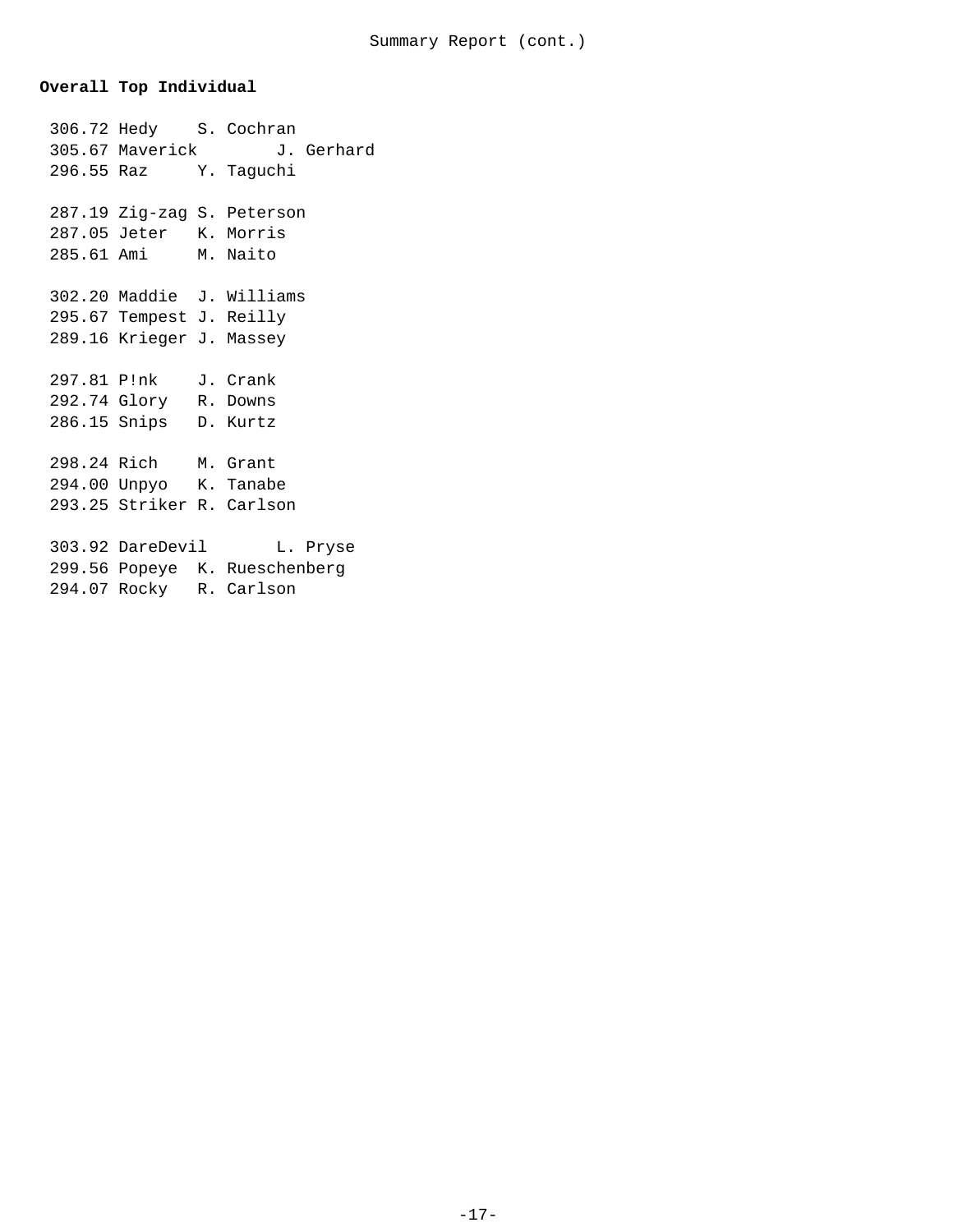Summary Report (cont.)

**Overall Top Individual**

306.72 Hedy S. Cochran
305.67 Maverick J. Gerhard
296.55 Raz Y. Taguchi

287.19 Zig-zag S. Peterson
287.05 Jeter K. Morris
285.61 Ami M. Naito

302.20 Maddie J. Williams
295.67 Tempest J. Reilly
289.16 Krieger J. Massey

297.81 P!nk J. Crank
292.74 Glory R. Downs
286.15 Snips D. Kurtz

298.24 Rich M. Grant
294.00 Unpyo K. Tanabe
293.25 Striker R. Carlson

303.92 DareDevil L. Pryse
299.56 Popeye K. Rueschenberg
294.07 Rocky R. Carlson